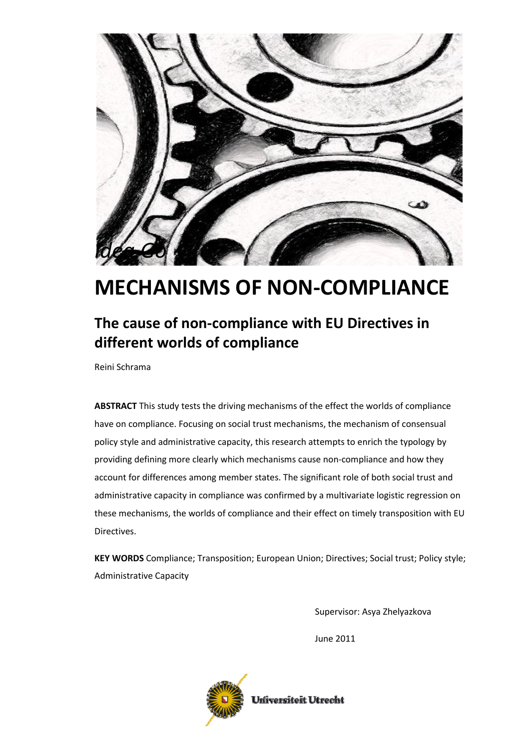Idea Go

# MECHANISMS OF NON-COMPLIANCE

## The cause of non-compliance with EU Directives in different worlds of compliance

Reini Schrama

**ABSTRACT** This study tests the driving mechanisms of the effect the worlds of compliance have on compliance. Focusing on social trust mechanisms, the mechanism of consensual policy style and administrative capacity, this research attempts to enrich the typology by providing defining more clearly which mechanisms cause non-compliance and how they account for differences among member states. The significant role of both social trust and administrative capacity in compliance was confirmed by a multivariate logistic regression on these mechanisms, the worlds of compliance and their effect on timely transposition with EU Directives.

**KEY WORDS** Compliance; Transposition; European Union; Directives; Social trust; Policy style; Administrative Capacity

Supervisor: Asya Zhelyazkova

June 2011

Universiteit Utrecht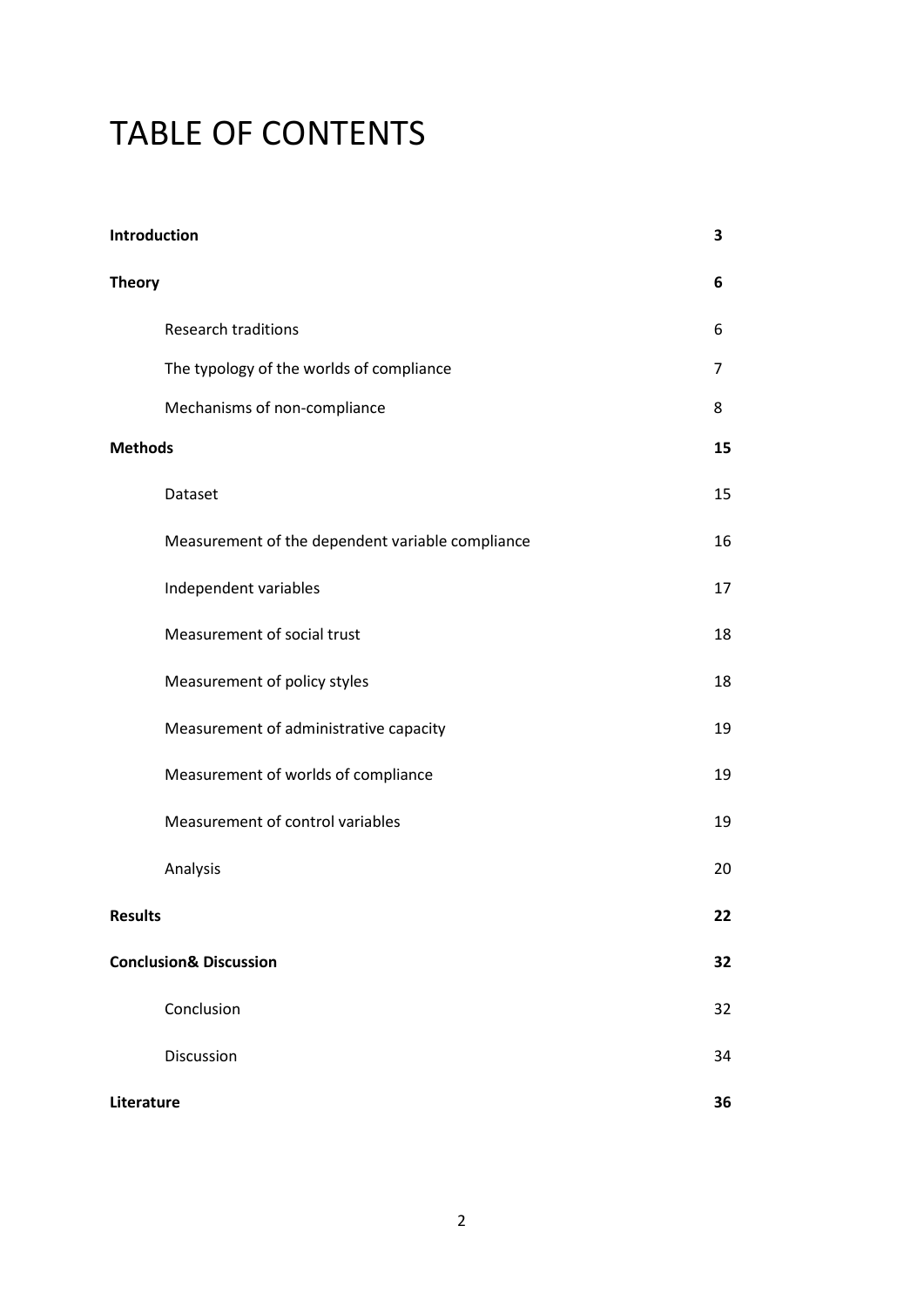# TABLE OF CONTENTS

| | |
|---|---|
| **Introduction** | **3** |
| **Theory** | **6** |
| Research traditions | 6 |
| The typology of the worlds of compliance | 7 |
| Mechanisms of non-compliance | 8 |
| **Methods** | **15** |
| Dataset | 15 |
| Measurement of the dependent variable compliance | 16 |
| Independent variables | 17 |
| Measurement of social trust | 18 |
| Measurement of policy styles | 18 |
| Measurement of administrative capacity | 19 |
| Measurement of worlds of compliance | 19 |
| Measurement of control variables | 19 |
| Analysis | 20 |
| **Results** | **22** |
| **Conclusion& Discussion** | **32** |
| Conclusion | 32 |
| Discussion | 34 |
| **Literature** | **36** |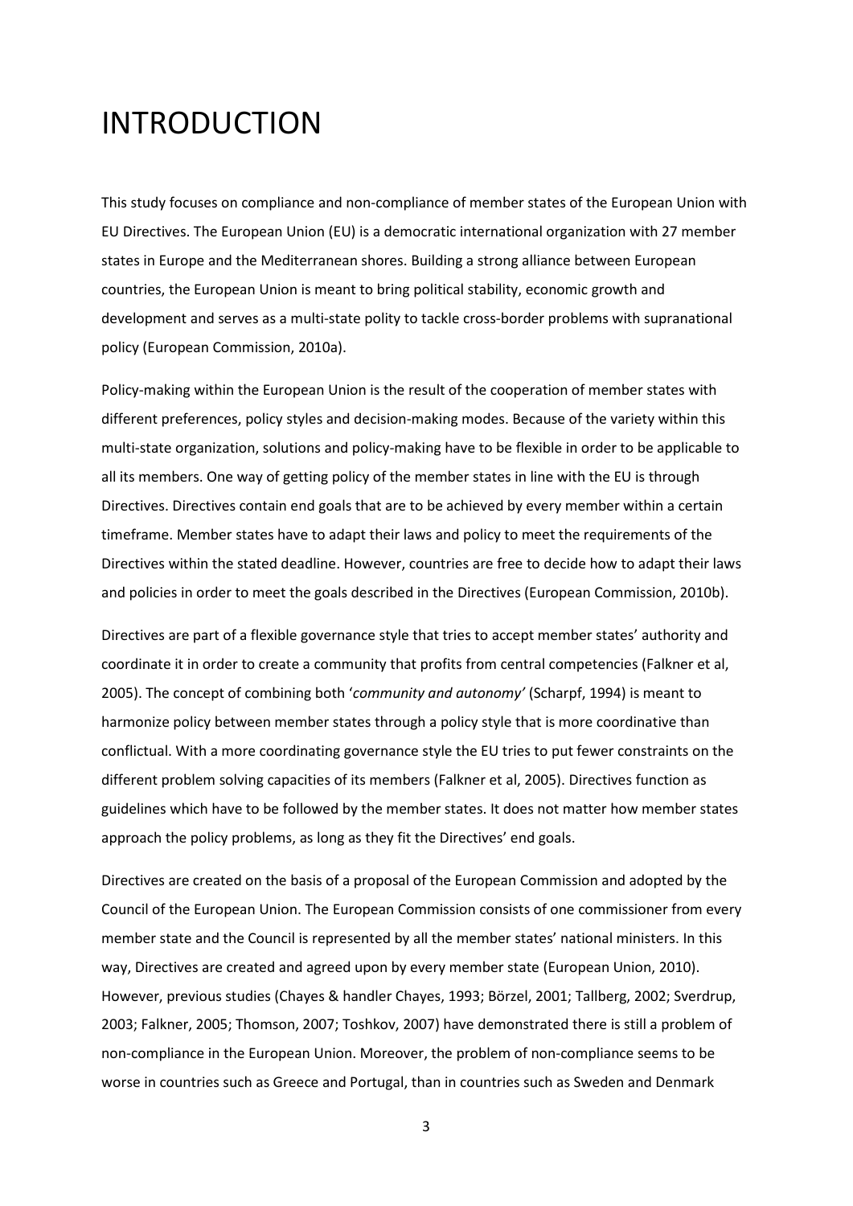# INTRODUCTION

This study focuses on compliance and non-compliance of member states of the European Union with EU Directives. The European Union (EU) is a democratic international organization with 27 member states in Europe and the Mediterranean shores. Building a strong alliance between European countries, the European Union is meant to bring political stability, economic growth and development and serves as a multi-state polity to tackle cross-border problems with supranational policy (European Commission, 2010a).

Policy-making within the European Union is the result of the cooperation of member states with different preferences, policy styles and decision-making modes. Because of the variety within this multi-state organization, solutions and policy-making have to be flexible in order to be applicable to all its members. One way of getting policy of the member states in line with the EU is through Directives. Directives contain end goals that are to be achieved by every member within a certain timeframe. Member states have to adapt their laws and policy to meet the requirements of the Directives within the stated deadline. However, countries are free to decide how to adapt their laws and policies in order to meet the goals described in the Directives (European Commission, 2010b).

Directives are part of a flexible governance style that tries to accept member states' authority and coordinate it in order to create a community that profits from central competencies (Falkner et al, 2005). The concept of combining both '*community and autonomy'* (Scharpf, 1994) is meant to harmonize policy between member states through a policy style that is more coordinative than conflictual. With a more coordinating governance style the EU tries to put fewer constraints on the different problem solving capacities of its members (Falkner et al, 2005). Directives function as guidelines which have to be followed by the member states. It does not matter how member states approach the policy problems, as long as they fit the Directives' end goals.

Directives are created on the basis of a proposal of the European Commission and adopted by the Council of the European Union. The European Commission consists of one commissioner from every member state and the Council is represented by all the member states' national ministers. In this way, Directives are created and agreed upon by every member state (European Union, 2010). However, previous studies (Chayes & handler Chayes, 1993; Börzel, 2001; Tallberg, 2002; Sverdrup, 2003; Falkner, 2005; Thomson, 2007; Toshkov, 2007) have demonstrated there is still a problem of non-compliance in the European Union. Moreover, the problem of non-compliance seems to be worse in countries such as Greece and Portugal, than in countries such as Sweden and Denmark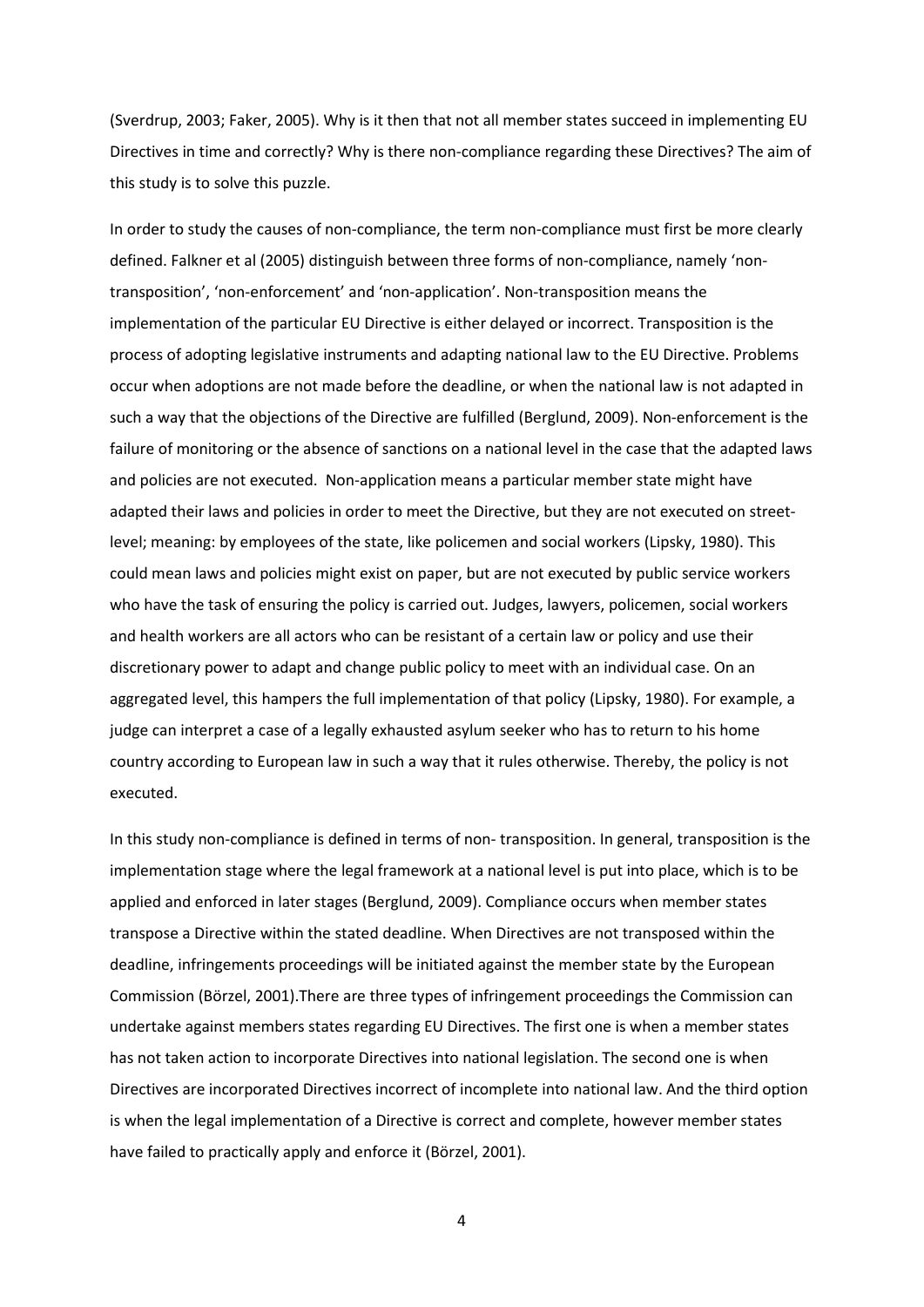(Sverdrup, 2003; Faker, 2005). Why is it then that not all member states succeed in implementing EU Directives in time and correctly? Why is there non-compliance regarding these Directives? The aim of this study is to solve this puzzle.

In order to study the causes of non-compliance, the term non-compliance must first be more clearly defined. Falkner et al (2005) distinguish between three forms of non-compliance, namely 'non-transposition', 'non-enforcement' and 'non-application'. Non-transposition means the implementation of the particular EU Directive is either delayed or incorrect. Transposition is the process of adopting legislative instruments and adapting national law to the EU Directive. Problems occur when adoptions are not made before the deadline, or when the national law is not adapted in such a way that the objections of the Directive are fulfilled (Berglund, 2009). Non-enforcement is the failure of monitoring or the absence of sanctions on a national level in the case that the adapted laws and policies are not executed. Non-application means a particular member state might have adapted their laws and policies in order to meet the Directive, but they are not executed on street-level; meaning: by employees of the state, like policemen and social workers (Lipsky, 1980). This could mean laws and policies might exist on paper, but are not executed by public service workers who have the task of ensuring the policy is carried out. Judges, lawyers, policemen, social workers and health workers are all actors who can be resistant of a certain law or policy and use their discretionary power to adapt and change public policy to meet with an individual case. On an aggregated level, this hampers the full implementation of that policy (Lipsky, 1980). For example, a judge can interpret a case of a legally exhausted asylum seeker who has to return to his home country according to European law in such a way that it rules otherwise. Thereby, the policy is not executed.

In this study non-compliance is defined in terms of non- transposition. In general, transposition is the implementation stage where the legal framework at a national level is put into place, which is to be applied and enforced in later stages (Berglund, 2009). Compliance occurs when member states transpose a Directive within the stated deadline. When Directives are not transposed within the deadline, infringements proceedings will be initiated against the member state by the European Commission (Börzel, 2001).There are three types of infringement proceedings the Commission can undertake against members states regarding EU Directives. The first one is when a member states has not taken action to incorporate Directives into national legislation. The second one is when Directives are incorporated Directives incorrect of incomplete into national law. And the third option is when the legal implementation of a Directive is correct and complete, however member states have failed to practically apply and enforce it (Börzel, 2001).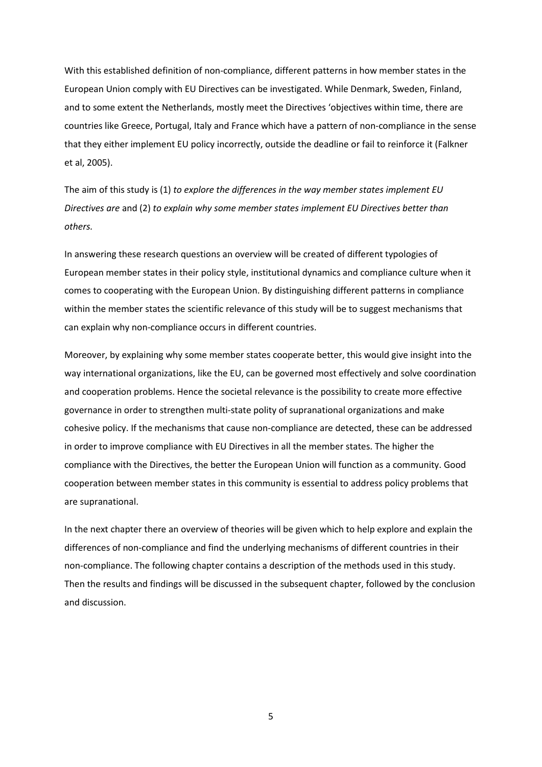With this established definition of non-compliance, different patterns in how member states in the European Union comply with EU Directives can be investigated. While Denmark, Sweden, Finland, and to some extent the Netherlands, mostly meet the Directives 'objectives within time, there are countries like Greece, Portugal, Italy and France which have a pattern of non-compliance in the sense that they either implement EU policy incorrectly, outside the deadline or fail to reinforce it (Falkner et al, 2005).

The aim of this study is (1) *to explore the differences in the way member states implement EU Directives are* and (2) *to explain why some member states implement EU Directives better than others.*

In answering these research questions an overview will be created of different typologies of European member states in their policy style, institutional dynamics and compliance culture when it comes to cooperating with the European Union. By distinguishing different patterns in compliance within the member states the scientific relevance of this study will be to suggest mechanisms that can explain why non-compliance occurs in different countries.

Moreover, by explaining why some member states cooperate better, this would give insight into the way international organizations, like the EU, can be governed most effectively and solve coordination and cooperation problems. Hence the societal relevance is the possibility to create more effective governance in order to strengthen multi-state polity of supranational organizations and make cohesive policy. If the mechanisms that cause non-compliance are detected, these can be addressed in order to improve compliance with EU Directives in all the member states. The higher the compliance with the Directives, the better the European Union will function as a community. Good cooperation between member states in this community is essential to address policy problems that are supranational.

In the next chapter there an overview of theories will be given which to help explore and explain the differences of non-compliance and find the underlying mechanisms of different countries in their non-compliance. The following chapter contains a description of the methods used in this study. Then the results and findings will be discussed in the subsequent chapter, followed by the conclusion and discussion.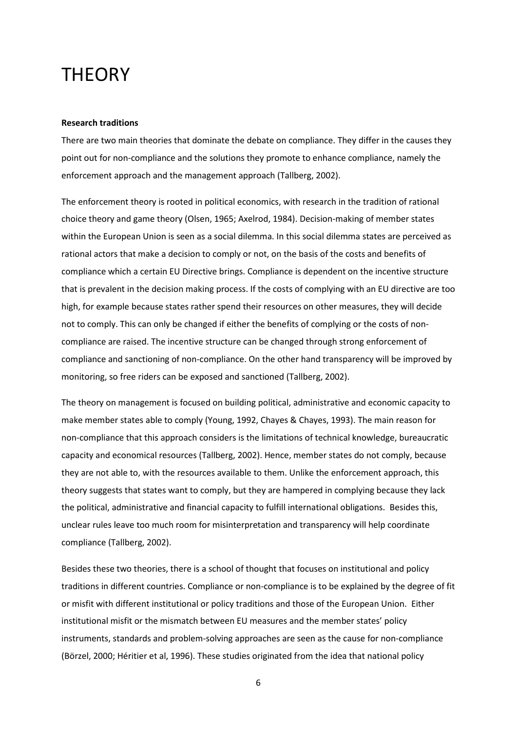# THEORY

**Research traditions**

There are two main theories that dominate the debate on compliance. They differ in the causes they point out for non-compliance and the solutions they promote to enhance compliance, namely the enforcement approach and the management approach (Tallberg, 2002).

The enforcement theory is rooted in political economics, with research in the tradition of rational choice theory and game theory (Olsen, 1965; Axelrod, 1984). Decision-making of member states within the European Union is seen as a social dilemma. In this social dilemma states are perceived as rational actors that make a decision to comply or not, on the basis of the costs and benefits of compliance which a certain EU Directive brings. Compliance is dependent on the incentive structure that is prevalent in the decision making process. If the costs of complying with an EU directive are too high, for example because states rather spend their resources on other measures, they will decide not to comply. This can only be changed if either the benefits of complying or the costs of non-compliance are raised. The incentive structure can be changed through strong enforcement of compliance and sanctioning of non-compliance. On the other hand transparency will be improved by monitoring, so free riders can be exposed and sanctioned (Tallberg, 2002).

The theory on management is focused on building political, administrative and economic capacity to make member states able to comply (Young, 1992, Chayes & Chayes, 1993). The main reason for non-compliance that this approach considers is the limitations of technical knowledge, bureaucratic capacity and economical resources (Tallberg, 2002). Hence, member states do not comply, because they are not able to, with the resources available to them. Unlike the enforcement approach, this theory suggests that states want to comply, but they are hampered in complying because they lack the political, administrative and financial capacity to fulfill international obligations. Besides this, unclear rules leave too much room for misinterpretation and transparency will help coordinate compliance (Tallberg, 2002).

Besides these two theories, there is a school of thought that focuses on institutional and policy traditions in different countries. Compliance or non-compliance is to be explained by the degree of fit or misfit with different institutional or policy traditions and those of the European Union. Either institutional misfit or the mismatch between EU measures and the member states' policy instruments, standards and problem-solving approaches are seen as the cause for non-compliance (Börzel, 2000; Héritier et al, 1996). These studies originated from the idea that national policy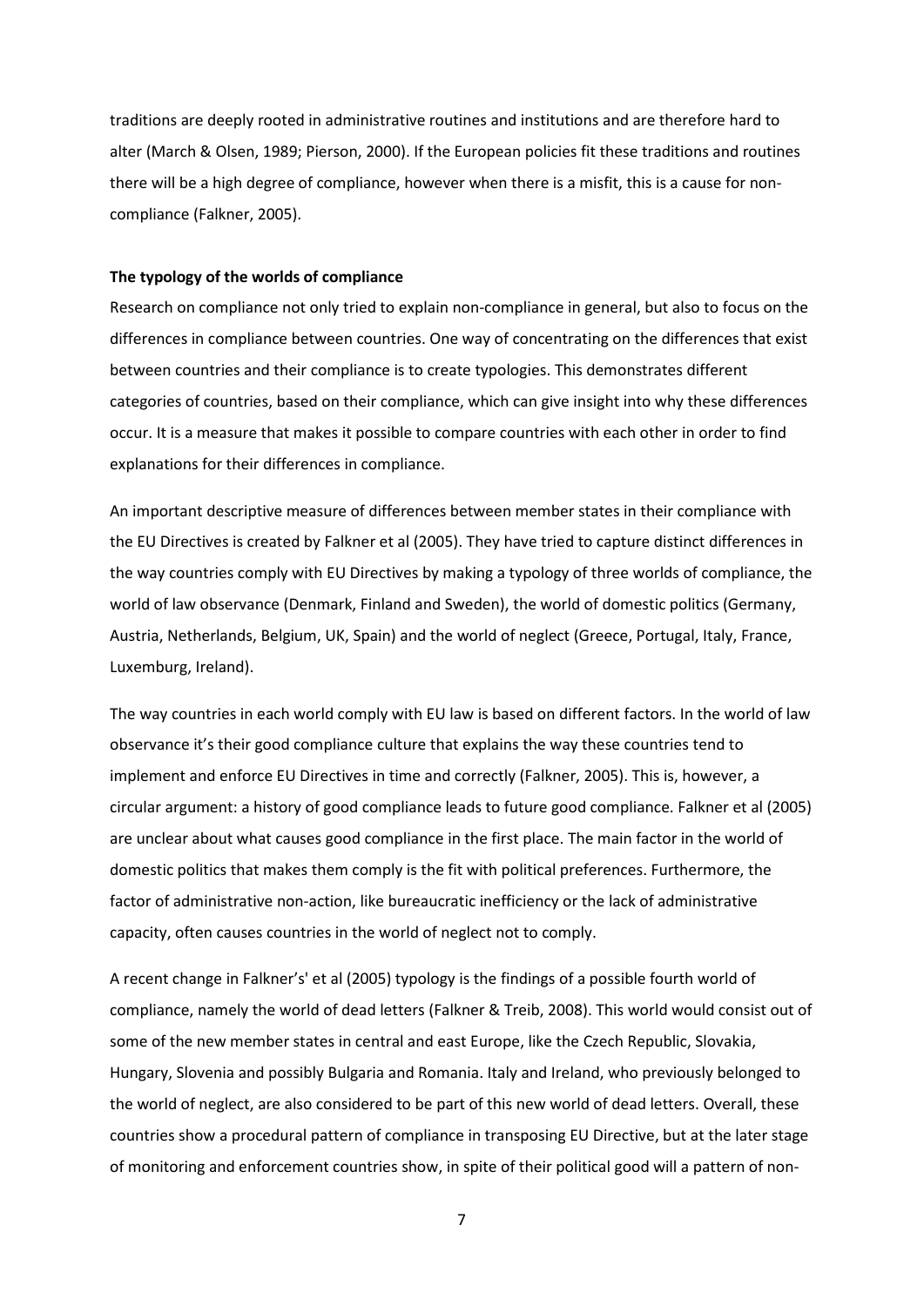traditions are deeply rooted in administrative routines and institutions and are therefore hard to alter (March & Olsen, 1989; Pierson, 2000). If the European policies fit these traditions and routines there will be a high degree of compliance, however when there is a misfit, this is a cause for non-compliance (Falkner, 2005).

**The typology of the worlds of compliance**

Research on compliance not only tried to explain non-compliance in general, but also to focus on the differences in compliance between countries. One way of concentrating on the differences that exist between countries and their compliance is to create typologies. This demonstrates different categories of countries, based on their compliance, which can give insight into why these differences occur. It is a measure that makes it possible to compare countries with each other in order to find explanations for their differences in compliance.

An important descriptive measure of differences between member states in their compliance with the EU Directives is created by Falkner et al (2005). They have tried to capture distinct differences in the way countries comply with EU Directives by making a typology of three worlds of compliance, the world of law observance (Denmark, Finland and Sweden), the world of domestic politics (Germany, Austria, Netherlands, Belgium, UK, Spain) and the world of neglect (Greece, Portugal, Italy, France, Luxemburg, Ireland).

The way countries in each world comply with EU law is based on different factors. In the world of law observance it's their good compliance culture that explains the way these countries tend to implement and enforce EU Directives in time and correctly (Falkner, 2005). This is, however, a circular argument: a history of good compliance leads to future good compliance. Falkner et al (2005) are unclear about what causes good compliance in the first place. The main factor in the world of domestic politics that makes them comply is the fit with political preferences. Furthermore, the factor of administrative non-action, like bureaucratic inefficiency or the lack of administrative capacity, often causes countries in the world of neglect not to comply.

A recent change in Falkner's' et al (2005) typology is the findings of a possible fourth world of compliance, namely the world of dead letters (Falkner & Treib, 2008). This world would consist out of some of the new member states in central and east Europe, like the Czech Republic, Slovakia, Hungary, Slovenia and possibly Bulgaria and Romania. Italy and Ireland, who previously belonged to the world of neglect, are also considered to be part of this new world of dead letters. Overall, these countries show a procedural pattern of compliance in transposing EU Directive, but at the later stage of monitoring and enforcement countries show, in spite of their political good will a pattern of non-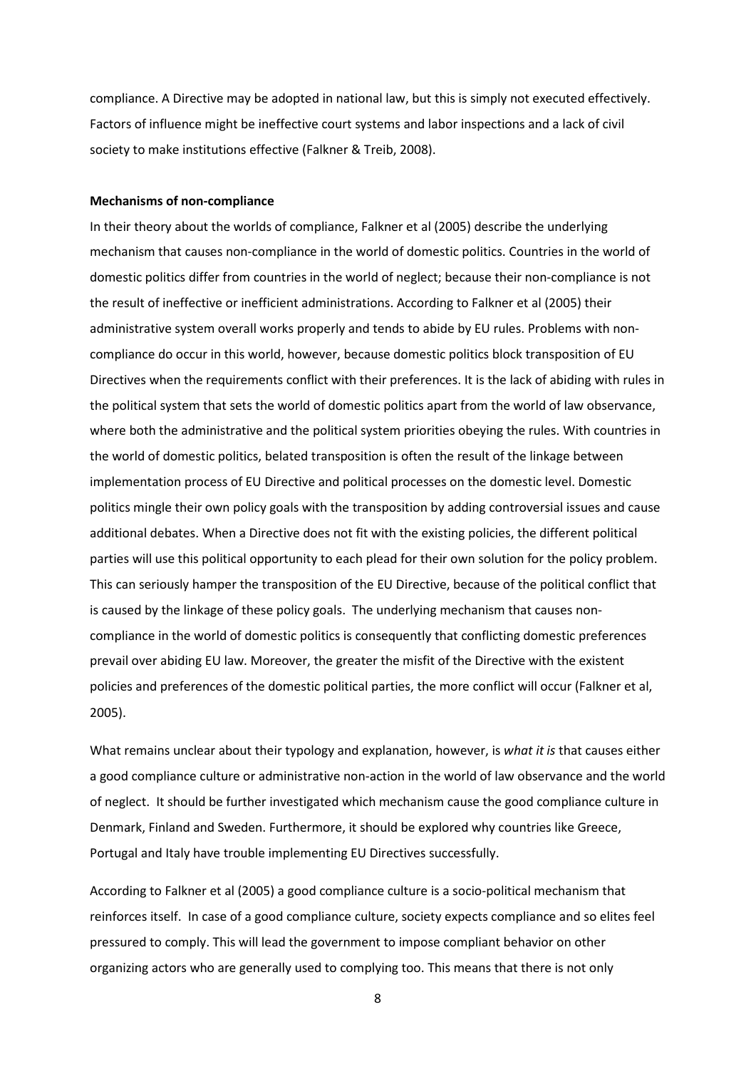compliance. A Directive may be adopted in national law, but this is simply not executed effectively. Factors of influence might be ineffective court systems and labor inspections and a lack of civil society to make institutions effective (Falkner & Treib, 2008).

**Mechanisms of non-compliance**

In their theory about the worlds of compliance, Falkner et al (2005) describe the underlying mechanism that causes non-compliance in the world of domestic politics. Countries in the world of domestic politics differ from countries in the world of neglect; because their non-compliance is not the result of ineffective or inefficient administrations. According to Falkner et al (2005) their administrative system overall works properly and tends to abide by EU rules. Problems with non-compliance do occur in this world, however, because domestic politics block transposition of EU Directives when the requirements conflict with their preferences. It is the lack of abiding with rules in the political system that sets the world of domestic politics apart from the world of law observance, where both the administrative and the political system priorities obeying the rules. With countries in the world of domestic politics, belated transposition is often the result of the linkage between implementation process of EU Directive and political processes on the domestic level. Domestic politics mingle their own policy goals with the transposition by adding controversial issues and cause additional debates. When a Directive does not fit with the existing policies, the different political parties will use this political opportunity to each plead for their own solution for the policy problem. This can seriously hamper the transposition of the EU Directive, because of the political conflict that is caused by the linkage of these policy goals. The underlying mechanism that causes non-compliance in the world of domestic politics is consequently that conflicting domestic preferences prevail over abiding EU law. Moreover, the greater the misfit of the Directive with the existent policies and preferences of the domestic political parties, the more conflict will occur (Falkner et al, 2005).

What remains unclear about their typology and explanation, however, is *what it is* that causes either a good compliance culture or administrative non-action in the world of law observance and the world of neglect. It should be further investigated which mechanism cause the good compliance culture in Denmark, Finland and Sweden. Furthermore, it should be explored why countries like Greece, Portugal and Italy have trouble implementing EU Directives successfully.

According to Falkner et al (2005) a good compliance culture is a socio-political mechanism that reinforces itself. In case of a good compliance culture, society expects compliance and so elites feel pressured to comply. This will lead the government to impose compliant behavior on other organizing actors who are generally used to complying too. This means that there is not only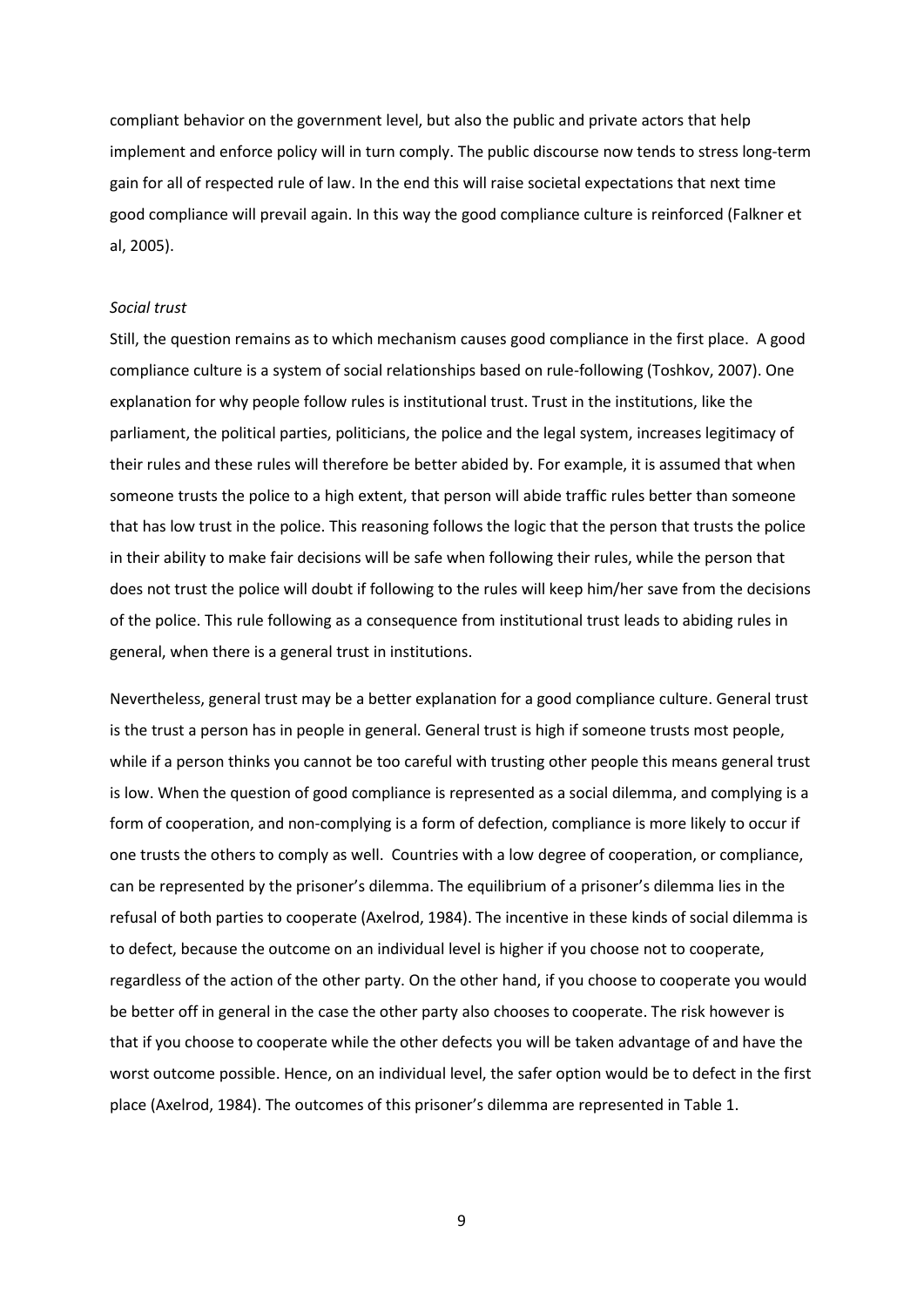compliant behavior on the government level, but also the public and private actors that help implement and enforce policy will in turn comply. The public discourse now tends to stress long-term gain for all of respected rule of law. In the end this will raise societal expectations that next time good compliance will prevail again. In this way the good compliance culture is reinforced (Falkner et al, 2005).

*Social trust*

Still, the question remains as to which mechanism causes good compliance in the first place. A good compliance culture is a system of social relationships based on rule-following (Toshkov, 2007). One explanation for why people follow rules is institutional trust. Trust in the institutions, like the parliament, the political parties, politicians, the police and the legal system, increases legitimacy of their rules and these rules will therefore be better abided by. For example, it is assumed that when someone trusts the police to a high extent, that person will abide traffic rules better than someone that has low trust in the police. This reasoning follows the logic that the person that trusts the police in their ability to make fair decisions will be safe when following their rules, while the person that does not trust the police will doubt if following to the rules will keep him/her save from the decisions of the police. This rule following as a consequence from institutional trust leads to abiding rules in general, when there is a general trust in institutions.

Nevertheless, general trust may be a better explanation for a good compliance culture. General trust is the trust a person has in people in general. General trust is high if someone trusts most people, while if a person thinks you cannot be too careful with trusting other people this means general trust is low. When the question of good compliance is represented as a social dilemma, and complying is a form of cooperation, and non-complying is a form of defection, compliance is more likely to occur if one trusts the others to comply as well. Countries with a low degree of cooperation, or compliance, can be represented by the prisoner's dilemma. The equilibrium of a prisoner's dilemma lies in the refusal of both parties to cooperate (Axelrod, 1984). The incentive in these kinds of social dilemma is to defect, because the outcome on an individual level is higher if you choose not to cooperate, regardless of the action of the other party. On the other hand, if you choose to cooperate you would be better off in general in the case the other party also chooses to cooperate. The risk however is that if you choose to cooperate while the other defects you will be taken advantage of and have the worst outcome possible. Hence, on an individual level, the safer option would be to defect in the first place (Axelrod, 1984). The outcomes of this prisoner's dilemma are represented in Table 1.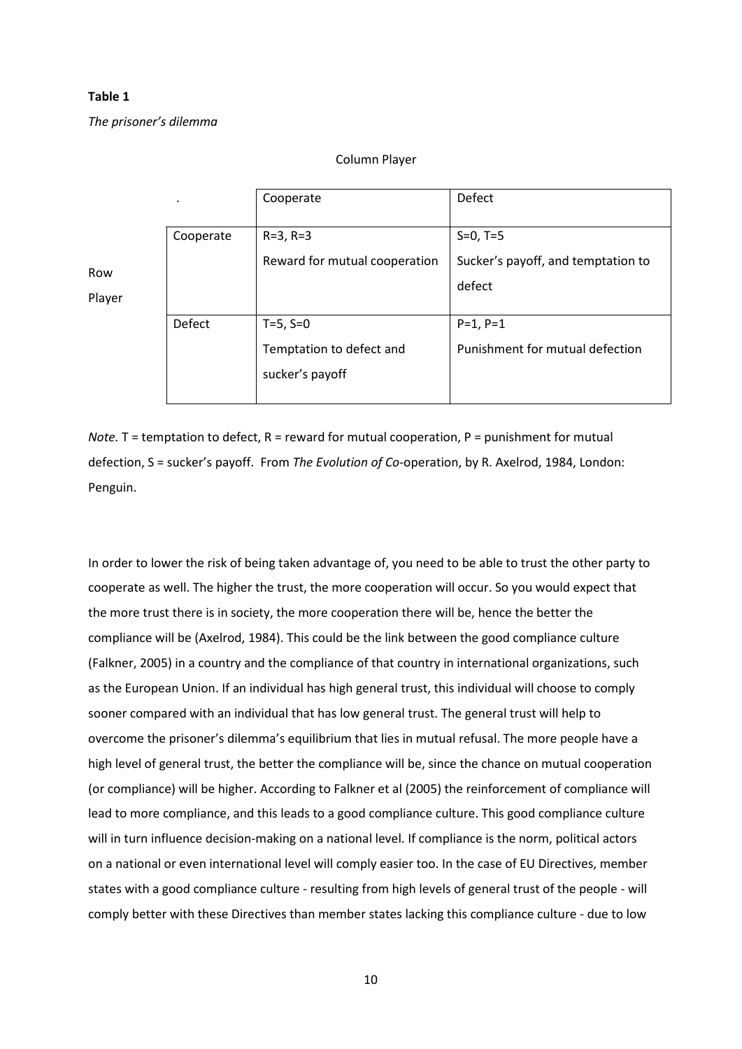**Table 1**

*The prisoner's dilemma*

| | | Column Player | |
|---|---|---|---|
| | . | Cooperate | Defect |
| Row Player | Cooperate | R=3, R=3<br>Reward for mutual cooperation | S=0, T=5<br>Sucker's payoff, and temptation to defect |
| | Defect | T=5, S=0<br>Temptation to defect and sucker's payoff | P=1, P=1<br>Punishment for mutual defection |

*Note.* T = temptation to defect, R = reward for mutual cooperation, P = punishment for mutual defection, S = sucker's payoff. From *The Evolution of Co*-operation, by R. Axelrod, 1984, London: Penguin.

In order to lower the risk of being taken advantage of, you need to be able to trust the other party to cooperate as well. The higher the trust, the more cooperation will occur. So you would expect that the more trust there is in society, the more cooperation there will be, hence the better the compliance will be (Axelrod, 1984). This could be the link between the good compliance culture (Falkner, 2005) in a country and the compliance of that country in international organizations, such as the European Union. If an individual has high general trust, this individual will choose to comply sooner compared with an individual that has low general trust. The general trust will help to overcome the prisoner's dilemma's equilibrium that lies in mutual refusal. The more people have a high level of general trust, the better the compliance will be, since the chance on mutual cooperation (or compliance) will be higher. According to Falkner et al (2005) the reinforcement of compliance will lead to more compliance, and this leads to a good compliance culture. This good compliance culture will in turn influence decision-making on a national level. If compliance is the norm, political actors on a national or even international level will comply easier too. In the case of EU Directives, member states with a good compliance culture - resulting from high levels of general trust of the people - will comply better with these Directives than member states lacking this compliance culture - due to low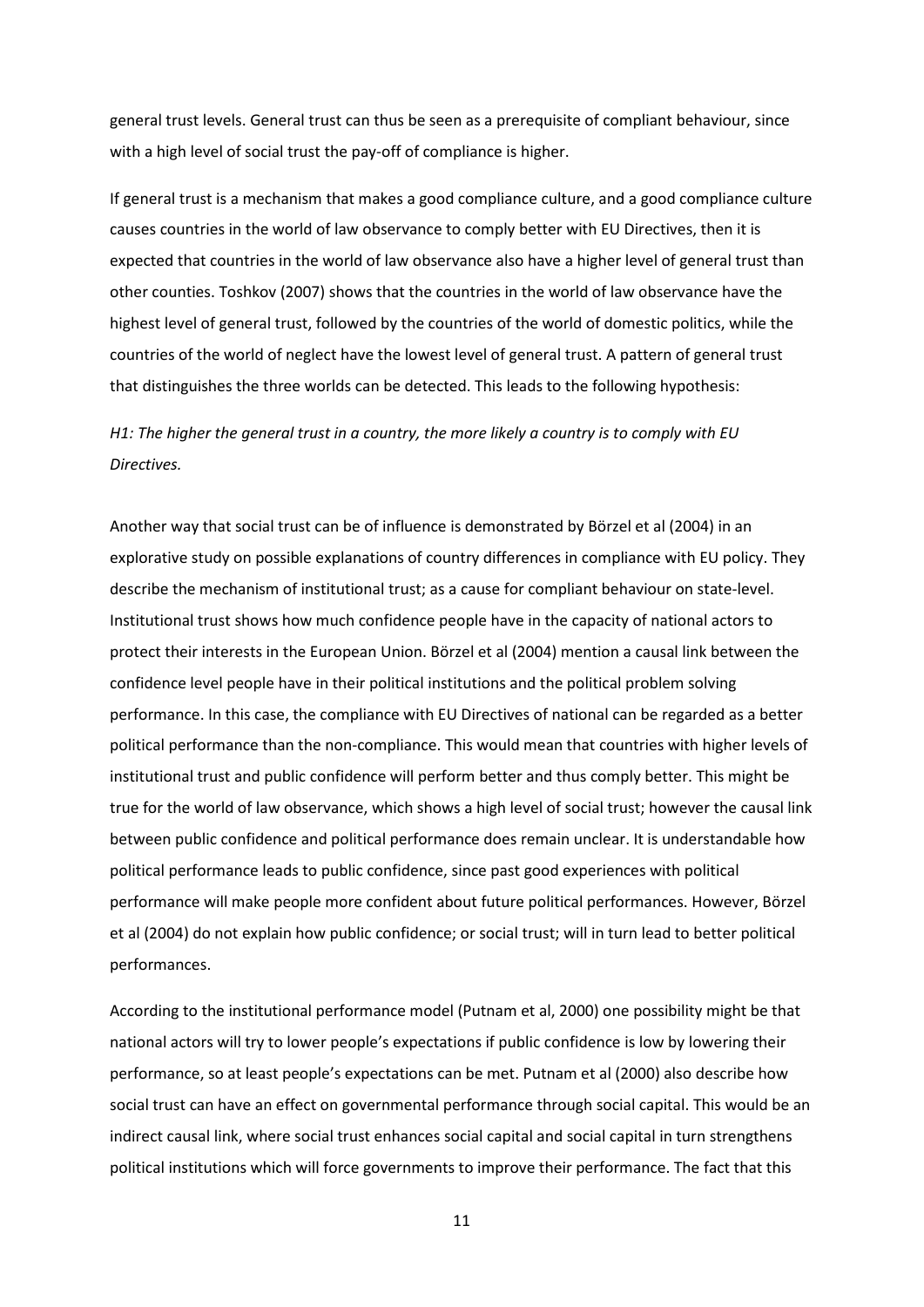general trust levels. General trust can thus be seen as a prerequisite of compliant behaviour, since with a high level of social trust the pay-off of compliance is higher.

If general trust is a mechanism that makes a good compliance culture, and a good compliance culture causes countries in the world of law observance to comply better with EU Directives, then it is expected that countries in the world of law observance also have a higher level of general trust than other counties. Toshkov (2007) shows that the countries in the world of law observance have the highest level of general trust, followed by the countries of the world of domestic politics, while the countries of the world of neglect have the lowest level of general trust. A pattern of general trust that distinguishes the three worlds can be detected. This leads to the following hypothesis:

*H1: The higher the general trust in a country, the more likely a country is to comply with EU Directives.*

Another way that social trust can be of influence is demonstrated by Börzel et al (2004) in an explorative study on possible explanations of country differences in compliance with EU policy. They describe the mechanism of institutional trust; as a cause for compliant behaviour on state-level. Institutional trust shows how much confidence people have in the capacity of national actors to protect their interests in the European Union. Börzel et al (2004) mention a causal link between the confidence level people have in their political institutions and the political problem solving performance. In this case, the compliance with EU Directives of national can be regarded as a better political performance than the non-compliance. This would mean that countries with higher levels of institutional trust and public confidence will perform better and thus comply better. This might be true for the world of law observance, which shows a high level of social trust; however the causal link between public confidence and political performance does remain unclear. It is understandable how political performance leads to public confidence, since past good experiences with political performance will make people more confident about future political performances. However, Börzel et al (2004) do not explain how public confidence; or social trust; will in turn lead to better political performances.

According to the institutional performance model (Putnam et al, 2000) one possibility might be that national actors will try to lower people's expectations if public confidence is low by lowering their performance, so at least people's expectations can be met. Putnam et al (2000) also describe how social trust can have an effect on governmental performance through social capital. This would be an indirect causal link, where social trust enhances social capital and social capital in turn strengthens political institutions which will force governments to improve their performance. The fact that this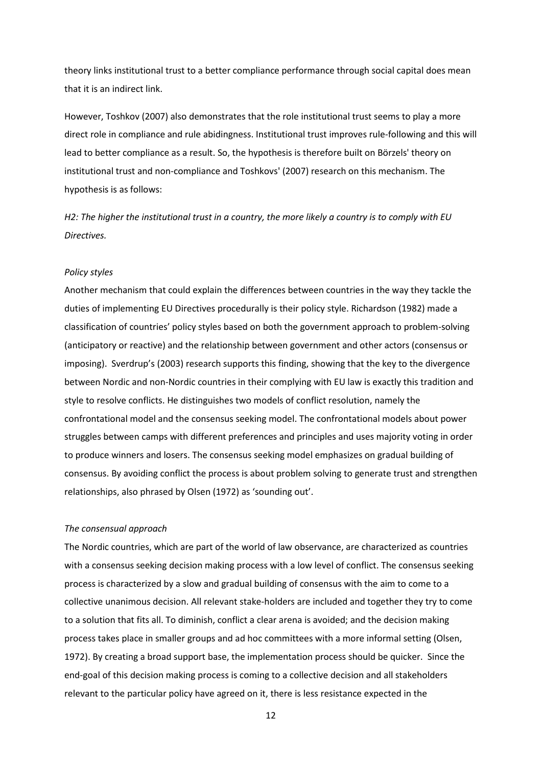theory links institutional trust to a better compliance performance through social capital does mean that it is an indirect link.

However, Toshkov (2007) also demonstrates that the role institutional trust seems to play a more direct role in compliance and rule abidingness. Institutional trust improves rule-following and this will lead to better compliance as a result. So, the hypothesis is therefore built on Börzels' theory on institutional trust and non-compliance and Toshkovs' (2007) research on this mechanism. The hypothesis is as follows:

*H2: The higher the institutional trust in a country, the more likely a country is to comply with EU Directives.*

*Policy styles*

Another mechanism that could explain the differences between countries in the way they tackle the duties of implementing EU Directives procedurally is their policy style. Richardson (1982) made a classification of countries' policy styles based on both the government approach to problem-solving (anticipatory or reactive) and the relationship between government and other actors (consensus or imposing). Sverdrup's (2003) research supports this finding, showing that the key to the divergence between Nordic and non-Nordic countries in their complying with EU law is exactly this tradition and style to resolve conflicts. He distinguishes two models of conflict resolution, namely the confrontational model and the consensus seeking model. The confrontational models about power struggles between camps with different preferences and principles and uses majority voting in order to produce winners and losers. The consensus seeking model emphasizes on gradual building of consensus. By avoiding conflict the process is about problem solving to generate trust and strengthen relationships, also phrased by Olsen (1972) as 'sounding out'.

*The consensual approach*

The Nordic countries, which are part of the world of law observance, are characterized as countries with a consensus seeking decision making process with a low level of conflict. The consensus seeking process is characterized by a slow and gradual building of consensus with the aim to come to a collective unanimous decision. All relevant stake-holders are included and together they try to come to a solution that fits all. To diminish, conflict a clear arena is avoided; and the decision making process takes place in smaller groups and ad hoc committees with a more informal setting (Olsen, 1972). By creating a broad support base, the implementation process should be quicker. Since the end-goal of this decision making process is coming to a collective decision and all stakeholders relevant to the particular policy have agreed on it, there is less resistance expected in the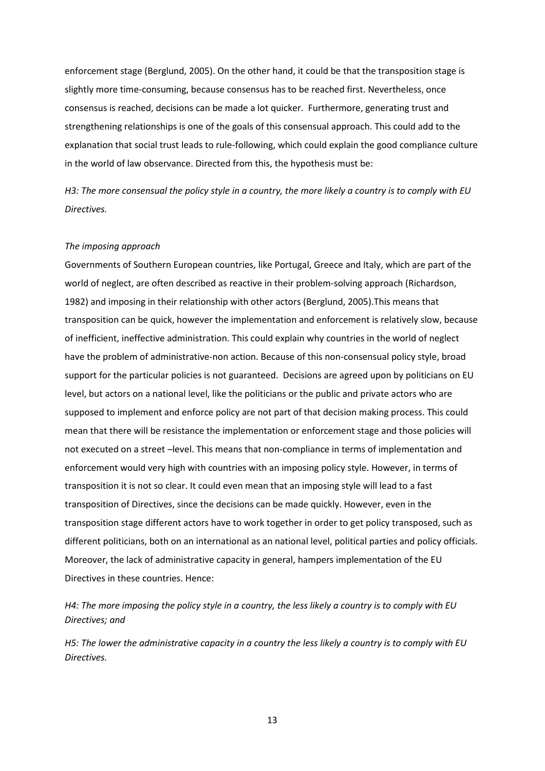enforcement stage (Berglund, 2005). On the other hand, it could be that the transposition stage is slightly more time-consuming, because consensus has to be reached first. Nevertheless, once consensus is reached, decisions can be made a lot quicker. Furthermore, generating trust and strengthening relationships is one of the goals of this consensual approach. This could add to the explanation that social trust leads to rule-following, which could explain the good compliance culture in the world of law observance. Directed from this, the hypothesis must be:

*H3: The more consensual the policy style in a country, the more likely a country is to comply with EU Directives.*

*The imposing approach*

Governments of Southern European countries, like Portugal, Greece and Italy, which are part of the world of neglect, are often described as reactive in their problem-solving approach (Richardson, 1982) and imposing in their relationship with other actors (Berglund, 2005).This means that transposition can be quick, however the implementation and enforcement is relatively slow, because of inefficient, ineffective administration. This could explain why countries in the world of neglect have the problem of administrative-non action. Because of this non-consensual policy style, broad support for the particular policies is not guaranteed. Decisions are agreed upon by politicians on EU level, but actors on a national level, like the politicians or the public and private actors who are supposed to implement and enforce policy are not part of that decision making process. This could mean that there will be resistance the implementation or enforcement stage and those policies will not executed on a street –level. This means that non-compliance in terms of implementation and enforcement would very high with countries with an imposing policy style. However, in terms of transposition it is not so clear. It could even mean that an imposing style will lead to a fast transposition of Directives, since the decisions can be made quickly. However, even in the transposition stage different actors have to work together in order to get policy transposed, such as different politicians, both on an international as an national level, political parties and policy officials. Moreover, the lack of administrative capacity in general, hampers implementation of the EU Directives in these countries. Hence:

*H4: The more imposing the policy style in a country, the less likely a country is to comply with EU Directives; and*

*H5: The lower the administrative capacity in a country the less likely a country is to comply with EU Directives.*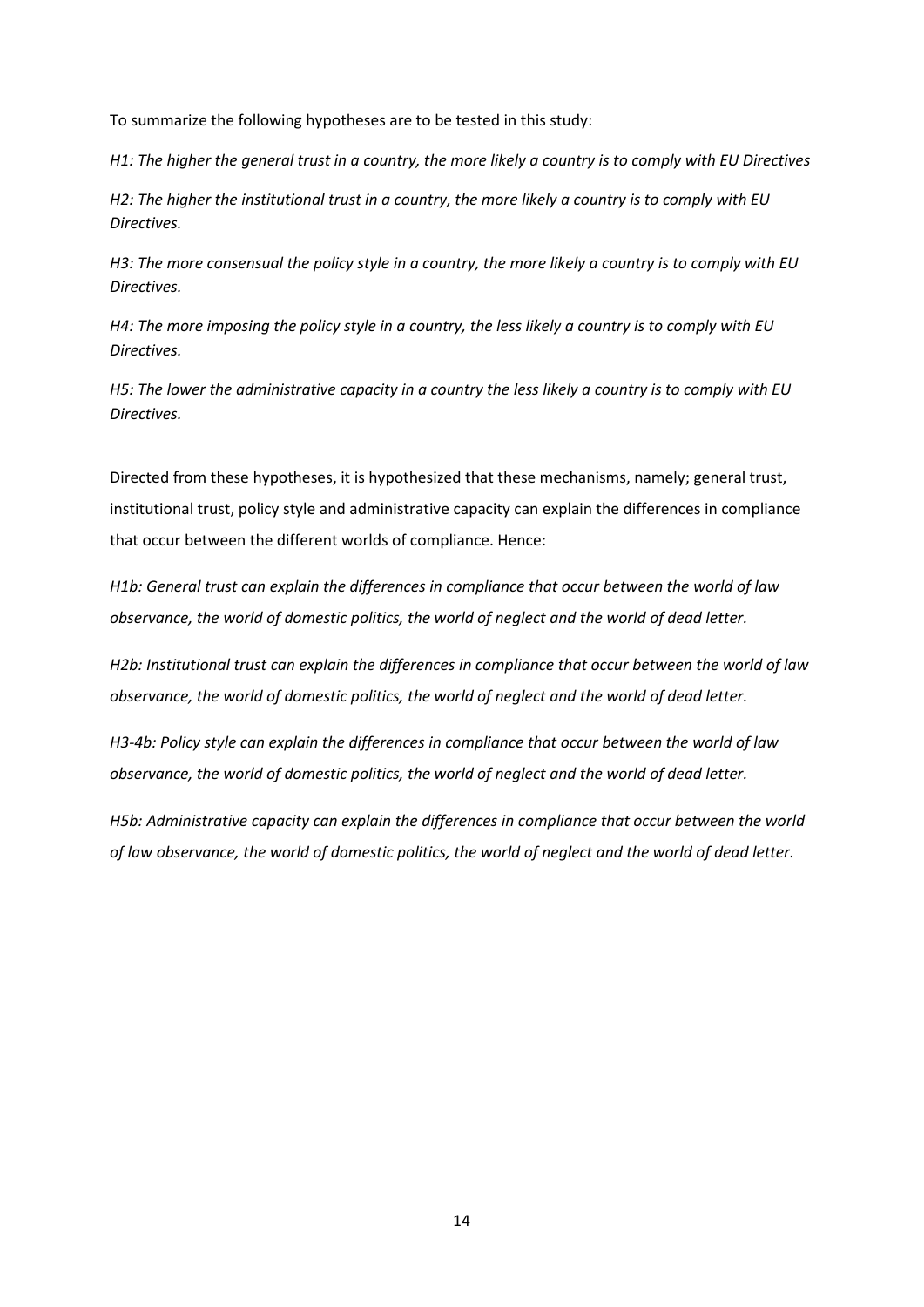To summarize the following hypotheses are to be tested in this study:

*H1: The higher the general trust in a country, the more likely a country is to comply with EU Directives*

*H2: The higher the institutional trust in a country, the more likely a country is to comply with EU Directives.*

*H3: The more consensual the policy style in a country, the more likely a country is to comply with EU Directives.*

*H4: The more imposing the policy style in a country, the less likely a country is to comply with EU Directives.*

*H5: The lower the administrative capacity in a country the less likely a country is to comply with EU Directives.*

Directed from these hypotheses, it is hypothesized that these mechanisms, namely; general trust, institutional trust, policy style and administrative capacity can explain the differences in compliance that occur between the different worlds of compliance. Hence:

*H1b: General trust can explain the differences in compliance that occur between the world of law observance, the world of domestic politics, the world of neglect and the world of dead letter.*

*H2b: Institutional trust can explain the differences in compliance that occur between the world of law observance, the world of domestic politics, the world of neglect and the world of dead letter.*

*H3-4b: Policy style can explain the differences in compliance that occur between the world of law observance, the world of domestic politics, the world of neglect and the world of dead letter.*

*H5b: Administrative capacity can explain the differences in compliance that occur between the world of law observance, the world of domestic politics, the world of neglect and the world of dead letter.*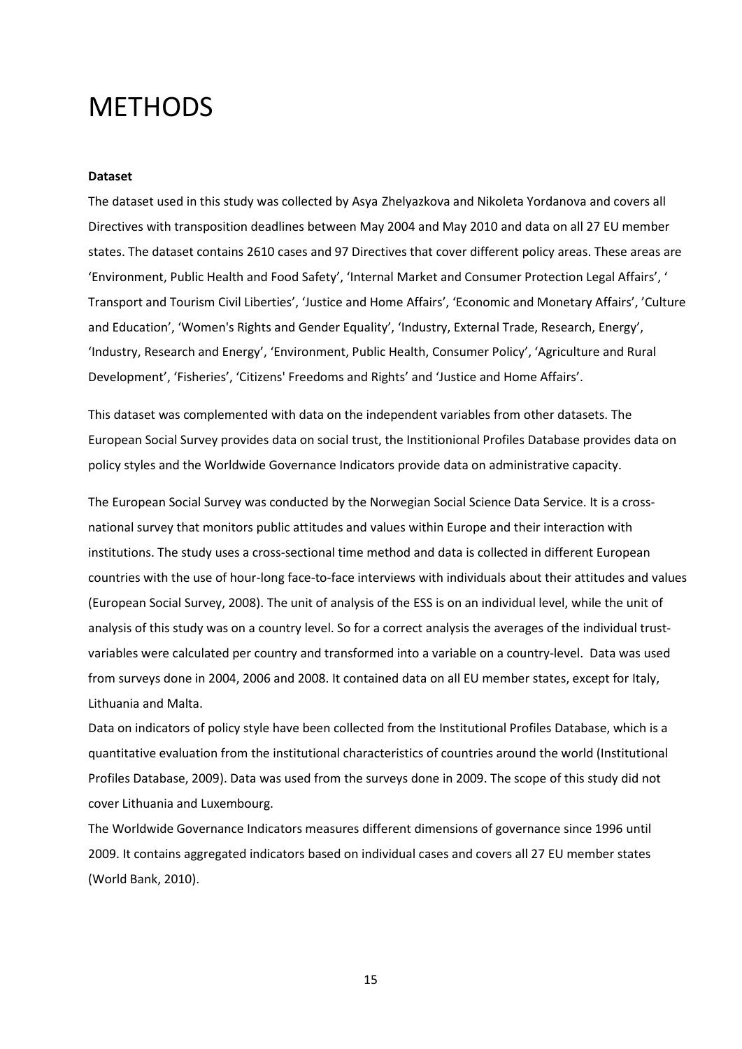# METHODS

**Dataset**

The dataset used in this study was collected by Asya Zhelyazkova and Nikoleta Yordanova and covers all Directives with transposition deadlines between May 2004 and May 2010 and data on all 27 EU member states. The dataset contains 2610 cases and 97 Directives that cover different policy areas. These areas are 'Environment, Public Health and Food Safety', 'Internal Market and Consumer Protection Legal Affairs', ' Transport and Tourism Civil Liberties', 'Justice and Home Affairs', 'Economic and Monetary Affairs', 'Culture and Education', 'Women's Rights and Gender Equality', 'Industry, External Trade, Research, Energy', 'Industry, Research and Energy', 'Environment, Public Health, Consumer Policy', 'Agriculture and Rural Development', 'Fisheries', 'Citizens' Freedoms and Rights' and 'Justice and Home Affairs'.

This dataset was complemented with data on the independent variables from other datasets. The European Social Survey provides data on social trust, the Institionional Profiles Database provides data on policy styles and the Worldwide Governance Indicators provide data on administrative capacity.

The European Social Survey was conducted by the Norwegian Social Science Data Service. It is a cross-national survey that monitors public attitudes and values within Europe and their interaction with institutions. The study uses a cross-sectional time method and data is collected in different European countries with the use of hour-long face-to-face interviews with individuals about their attitudes and values (European Social Survey, 2008). The unit of analysis of the ESS is on an individual level, while the unit of analysis of this study was on a country level. So for a correct analysis the averages of the individual trust-variables were calculated per country and transformed into a variable on a country-level. Data was used from surveys done in 2004, 2006 and 2008. It contained data on all EU member states, except for Italy, Lithuania and Malta.

Data on indicators of policy style have been collected from the Institutional Profiles Database, which is a quantitative evaluation from the institutional characteristics of countries around the world (Institutional Profiles Database, 2009). Data was used from the surveys done in 2009. The scope of this study did not cover Lithuania and Luxembourg.

The Worldwide Governance Indicators measures different dimensions of governance since 1996 until 2009. It contains aggregated indicators based on individual cases and covers all 27 EU member states (World Bank, 2010).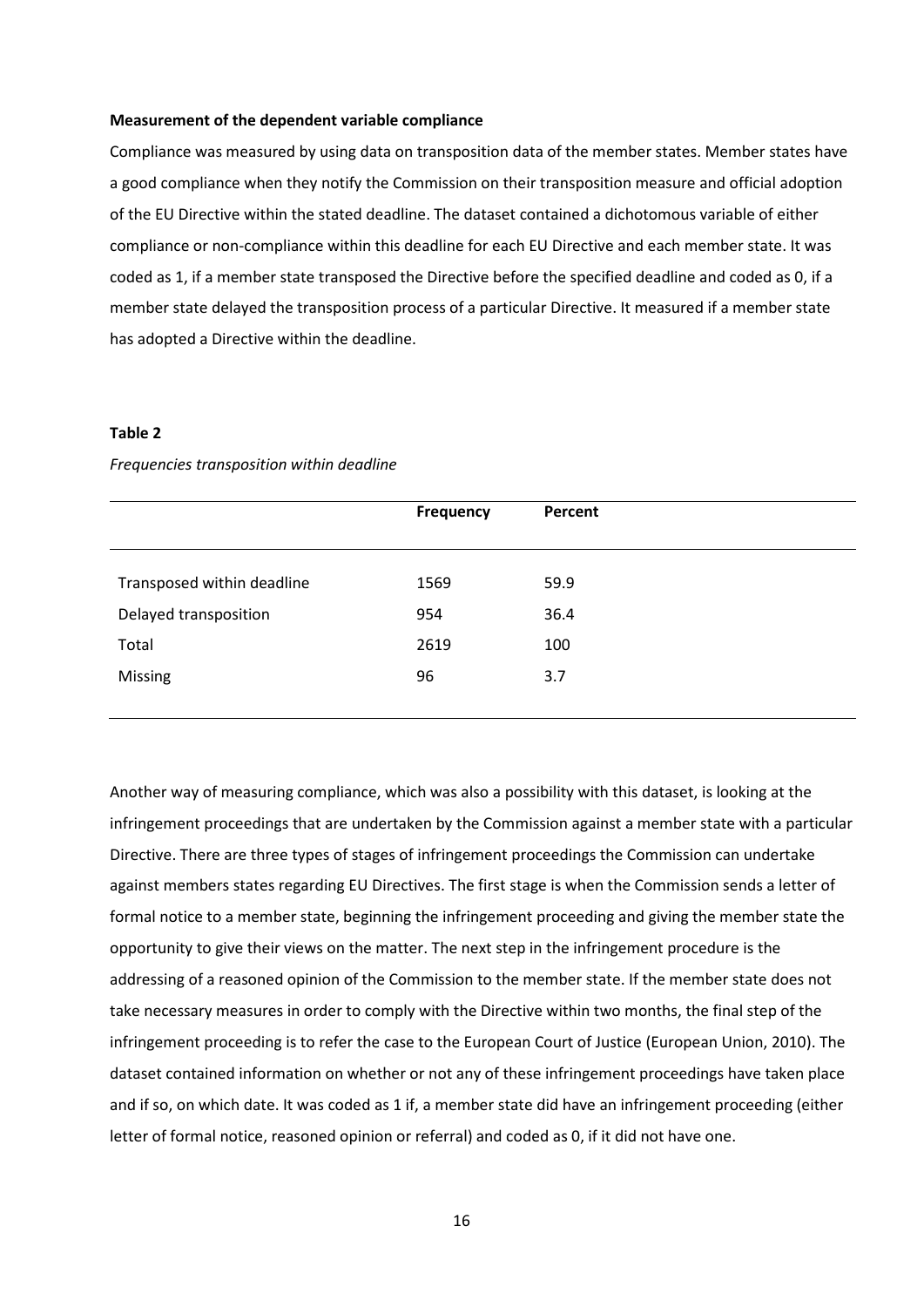**Measurement of the dependent variable compliance**

Compliance was measured by using data on transposition data of the member states. Member states have a good compliance when they notify the Commission on their transposition measure and official adoption of the EU Directive within the stated deadline. The dataset contained a dichotomous variable of either compliance or non-compliance within this deadline for each EU Directive and each member state. It was coded as 1, if a member state transposed the Directive before the specified deadline and coded as 0, if a member state delayed the transposition process of a particular Directive. It measured if a member state has adopted a Directive within the deadline.

**Table 2**

*Frequencies transposition within deadline*

| | **Frequency** | **Percent** |
|---|---|---|
| Transposed within deadline | 1569 | 59.9 |
| Delayed transposition | 954 | 36.4 |
| Total | 2619 | 100 |
| Missing | 96 | 3.7 |

Another way of measuring compliance, which was also a possibility with this dataset, is looking at the infringement proceedings that are undertaken by the Commission against a member state with a particular Directive. There are three types of stages of infringement proceedings the Commission can undertake against members states regarding EU Directives. The first stage is when the Commission sends a letter of formal notice to a member state, beginning the infringement proceeding and giving the member state the opportunity to give their views on the matter. The next step in the infringement procedure is the addressing of a reasoned opinion of the Commission to the member state. If the member state does not take necessary measures in order to comply with the Directive within two months, the final step of the infringement proceeding is to refer the case to the European Court of Justice (European Union, 2010). The dataset contained information on whether or not any of these infringement proceedings have taken place and if so, on which date. It was coded as 1 if, a member state did have an infringement proceeding (either letter of formal notice, reasoned opinion or referral) and coded as 0, if it did not have one.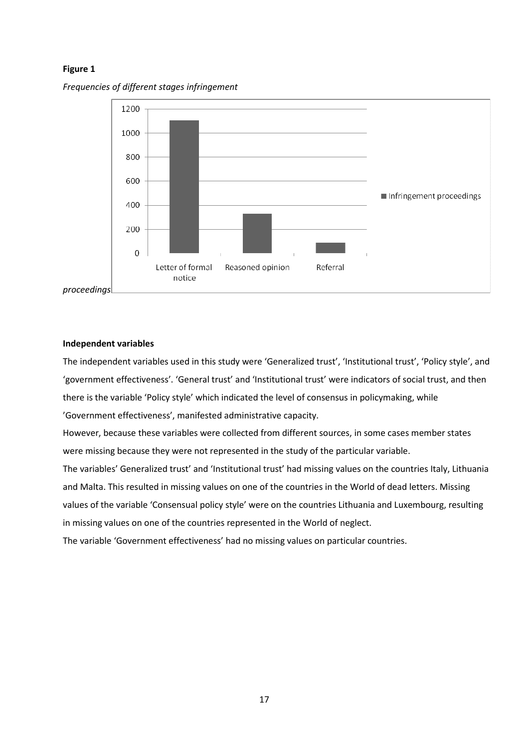**Figure 1**

*Frequencies of different stages infringement proceedings*

**Independent variables**

The independent variables used in this study were 'Generalized trust', 'Institutional trust', 'Policy style', and 'government effectiveness'. 'General trust' and 'Institutional trust' were indicators of social trust, and then there is the variable 'Policy style' which indicated the level of consensus in policymaking, while 'Government effectiveness', manifested administrative capacity.

However, because these variables were collected from different sources, in some cases member states were missing because they were not represented in the study of the particular variable.

The variables' Generalized trust' and 'Institutional trust' had missing values on the countries Italy, Lithuania and Malta. This resulted in missing values on one of the countries in the World of dead letters. Missing values of the variable 'Consensual policy style' were on the countries Lithuania and Luxembourg, resulting in missing values on one of the countries represented in the World of neglect.

The variable 'Government effectiveness' had no missing values on particular countries.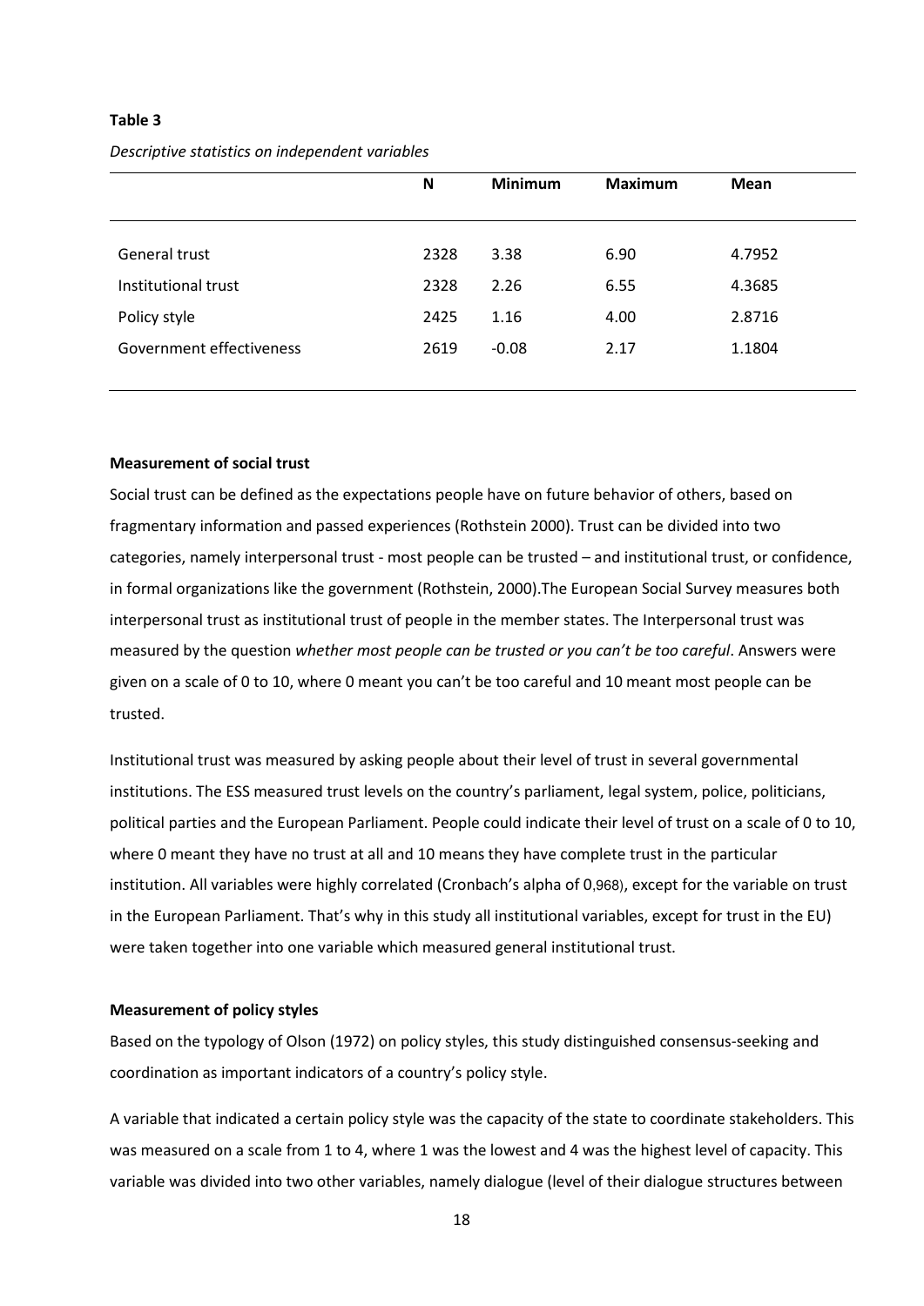**Table 3**

*Descriptive statistics on independent variables*

| | N | Minimum | Maximum | Mean |
|---|---|---|---|---|
| General trust | 2328 | 3.38 | 6.90 | 4.7952 |
| Institutional trust | 2328 | 2.26 | 6.55 | 4.3685 |
| Policy style | 2425 | 1.16 | 4.00 | 2.8716 |
| Government effectiveness | 2619 | -0.08 | 2.17 | 1.1804 |

**Measurement of social trust**

Social trust can be defined as the expectations people have on future behavior of others, based on fragmentary information and passed experiences (Rothstein 2000). Trust can be divided into two categories, namely interpersonal trust - most people can be trusted – and institutional trust, or confidence, in formal organizations like the government (Rothstein, 2000).The European Social Survey measures both interpersonal trust as institutional trust of people in the member states. The Interpersonal trust was measured by the question *whether most people can be trusted or you can't be too careful*. Answers were given on a scale of 0 to 10, where 0 meant you can't be too careful and 10 meant most people can be trusted.

Institutional trust was measured by asking people about their level of trust in several governmental institutions. The ESS measured trust levels on the country's parliament, legal system, police, politicians, political parties and the European Parliament. People could indicate their level of trust on a scale of 0 to 10, where 0 meant they have no trust at all and 10 means they have complete trust in the particular institution. All variables were highly correlated (Cronbach's alpha of 0,968), except for the variable on trust in the European Parliament. That's why in this study all institutional variables, except for trust in the EU) were taken together into one variable which measured general institutional trust.

**Measurement of policy styles**

Based on the typology of Olson (1972) on policy styles, this study distinguished consensus-seeking and coordination as important indicators of a country's policy style.

A variable that indicated a certain policy style was the capacity of the state to coordinate stakeholders. This was measured on a scale from 1 to 4, where 1 was the lowest and 4 was the highest level of capacity. This variable was divided into two other variables, namely dialogue (level of their dialogue structures between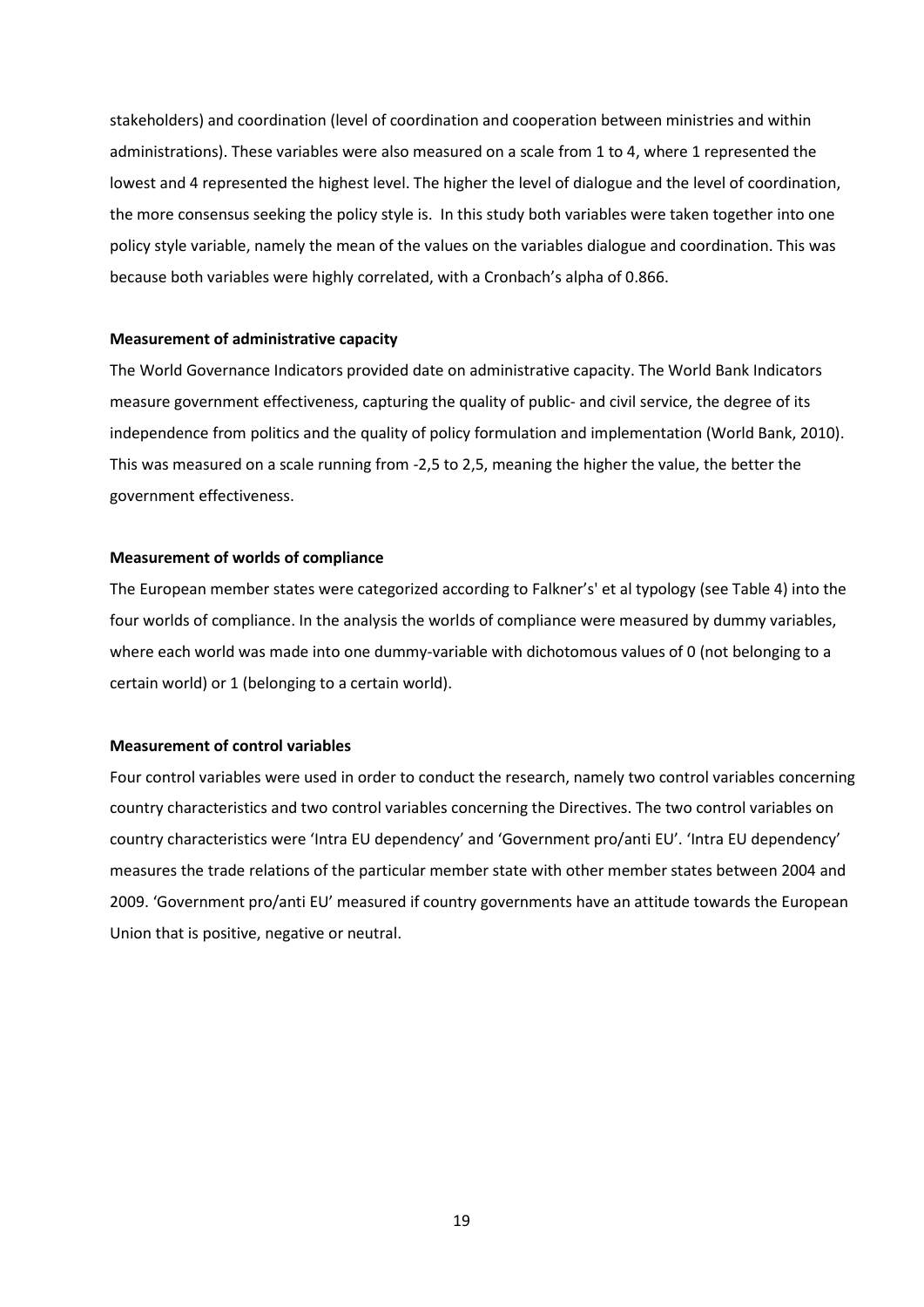stakeholders) and coordination (level of coordination and cooperation between ministries and within administrations). These variables were also measured on a scale from 1 to 4, where 1 represented the lowest and 4 represented the highest level. The higher the level of dialogue and the level of coordination, the more consensus seeking the policy style is. In this study both variables were taken together into one policy style variable, namely the mean of the values on the variables dialogue and coordination. This was because both variables were highly correlated, with a Cronbach's alpha of 0.866.

**Measurement of administrative capacity**

The World Governance Indicators provided date on administrative capacity. The World Bank Indicators measure government effectiveness, capturing the quality of public- and civil service, the degree of its independence from politics and the quality of policy formulation and implementation (World Bank, 2010). This was measured on a scale running from -2,5 to 2,5, meaning the higher the value, the better the government effectiveness.

**Measurement of worlds of compliance**

The European member states were categorized according to Falkner's' et al typology (see Table 4) into the four worlds of compliance. In the analysis the worlds of compliance were measured by dummy variables, where each world was made into one dummy-variable with dichotomous values of 0 (not belonging to a certain world) or 1 (belonging to a certain world).

**Measurement of control variables**

Four control variables were used in order to conduct the research, namely two control variables concerning country characteristics and two control variables concerning the Directives. The two control variables on country characteristics were 'Intra EU dependency' and 'Government pro/anti EU'. 'Intra EU dependency' measures the trade relations of the particular member state with other member states between 2004 and 2009. 'Government pro/anti EU' measured if country governments have an attitude towards the European Union that is positive, negative or neutral.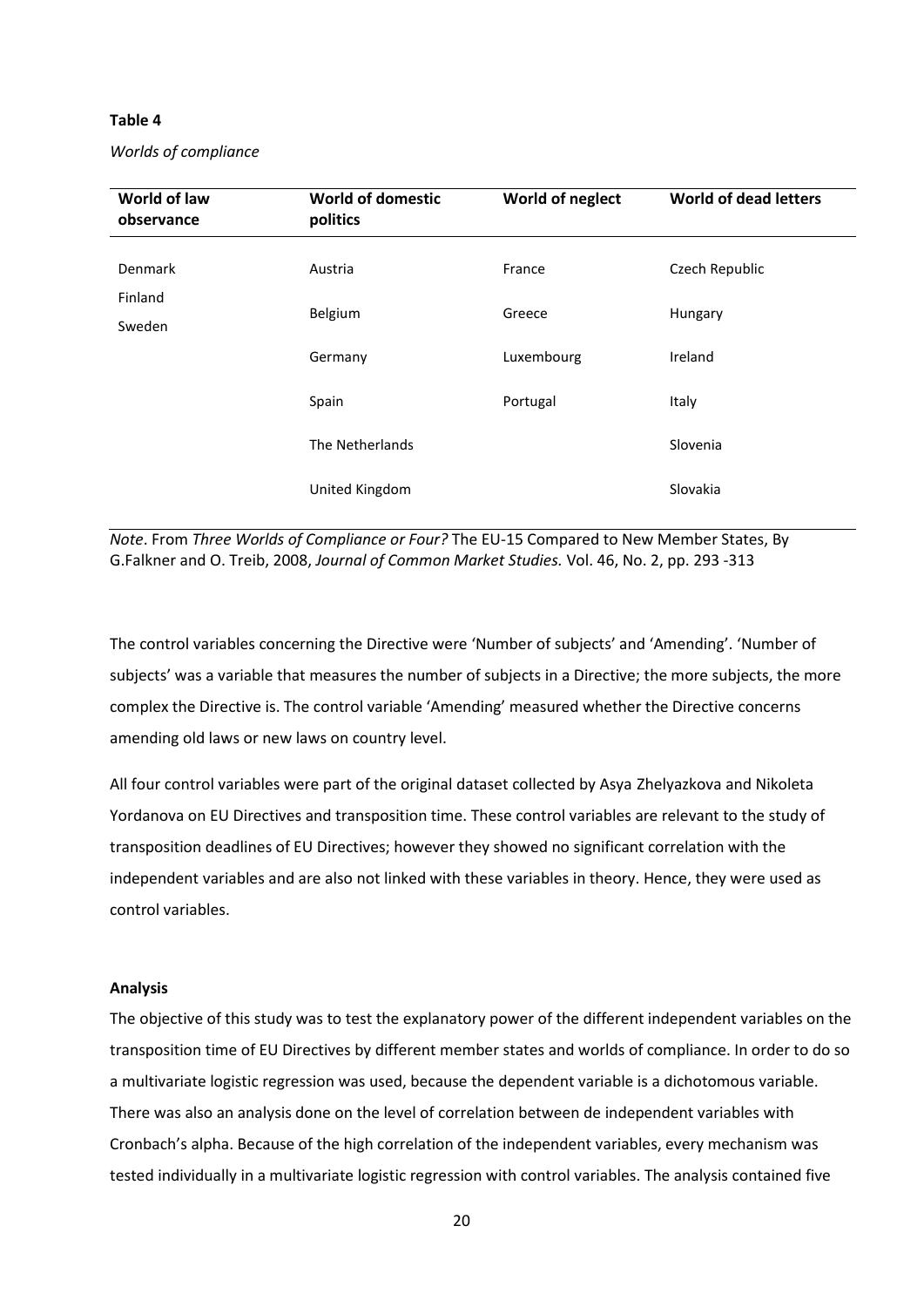**Table 4**

*Worlds of compliance*

| World of law observance | World of domestic politics | World of neglect | World of dead letters |
|---|---|---|---|
| Denmark | Austria | France | Czech Republic |
| Finland | Belgium | Greece | Hungary |
| Sweden | Germany | Luxembourg | Ireland |
| | Spain | Portugal | Italy |
| | The Netherlands | | Slovenia |
| | United Kingdom | | Slovakia |

*Note*. From *Three Worlds of Compliance or Four?* The EU-15 Compared to New Member States, By G.Falkner and O. Treib, 2008, *Journal of Common Market Studies.* Vol. 46, No. 2, pp. 293 -313

The control variables concerning the Directive were 'Number of subjects' and 'Amending'. 'Number of subjects' was a variable that measures the number of subjects in a Directive; the more subjects, the more complex the Directive is. The control variable 'Amending' measured whether the Directive concerns amending old laws or new laws on country level.

All four control variables were part of the original dataset collected by Asya Zhelyazkova and Nikoleta Yordanova on EU Directives and transposition time. These control variables are relevant to the study of transposition deadlines of EU Directives; however they showed no significant correlation with the independent variables and are also not linked with these variables in theory. Hence, they were used as control variables.

**Analysis**

The objective of this study was to test the explanatory power of the different independent variables on the transposition time of EU Directives by different member states and worlds of compliance. In order to do so a multivariate logistic regression was used, because the dependent variable is a dichotomous variable. There was also an analysis done on the level of correlation between de independent variables with Cronbach's alpha. Because of the high correlation of the independent variables, every mechanism was tested individually in a multivariate logistic regression with control variables. The analysis contained five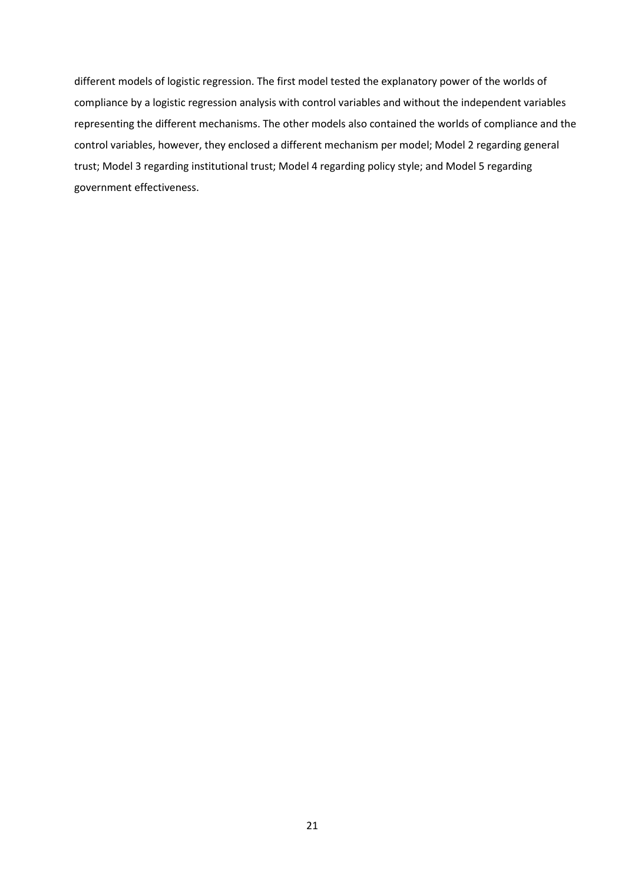different models of logistic regression. The first model tested the explanatory power of the worlds of compliance by a logistic regression analysis with control variables and without the independent variables representing the different mechanisms. The other models also contained the worlds of compliance and the control variables, however, they enclosed a different mechanism per model; Model 2 regarding general trust; Model 3 regarding institutional trust; Model 4 regarding policy style; and Model 5 regarding government effectiveness.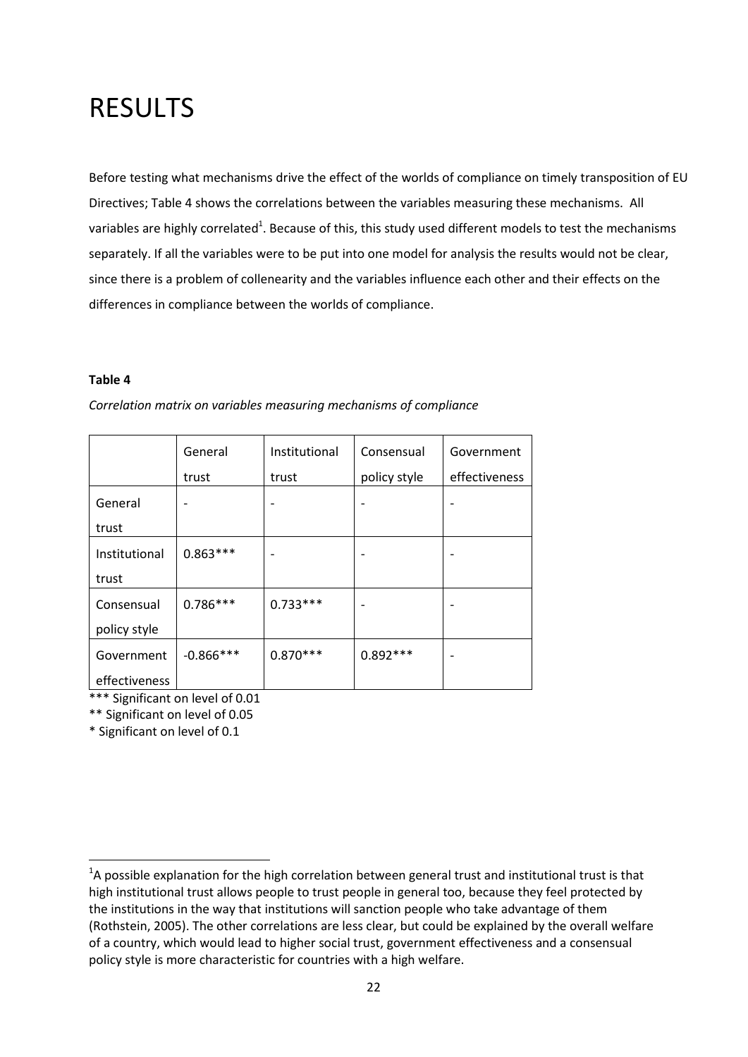# RESULTS

Before testing what mechanisms drive the effect of the worlds of compliance on timely transposition of EU Directives; Table 4 shows the correlations between the variables measuring these mechanisms. All variables are highly correlated[1]. Because of this, this study used different models to test the mechanisms separately. If all the variables were to be put into one model for analysis the results would not be clear, since there is a problem of collenearity and the variables influence each other and their effects on the differences in compliance between the worlds of compliance.

**Table 4**

*Correlation matrix on variables measuring mechanisms of compliance*

| | General trust | Institutional trust | Consensual policy style | Government effectiveness |
|---|---|---|---|---|
| General trust | - | - | - | - |
| Institutional trust | 0.863*** | - | - | - |
| Consensual policy style | 0.786*** | 0.733*** | - | - |
| Government effectiveness | -0.866*** | 0.870*** | 0.892*** | - |

*** Significant on level of 0.01

** Significant on level of 0.05

* Significant on level of 0.1

[1]A possible explanation for the high correlation between general trust and institutional trust is that high institutional trust allows people to trust people in general too, because they feel protected by the institutions in the way that institutions will sanction people who take advantage of them (Rothstein, 2005). The other correlations are less clear, but could be explained by the overall welfare of a country, which would lead to higher social trust, government effectiveness and a consensual policy style is more characteristic for countries with a high welfare.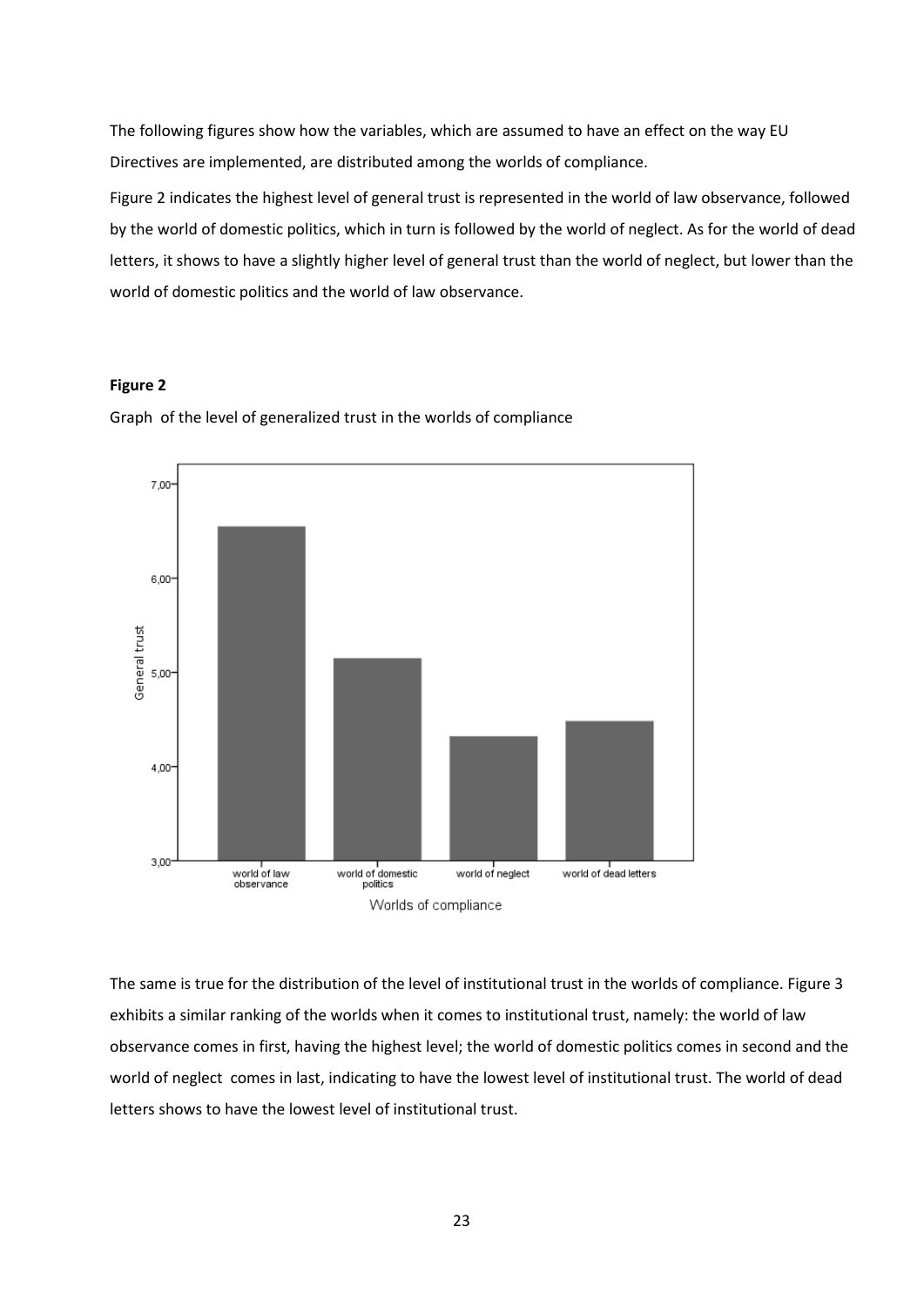The following figures show how the variables, which are assumed to have an effect on the way EU Directives are implemented, are distributed among the worlds of compliance.

Figure 2 indicates the highest level of general trust is represented in the world of law observance, followed by the world of domestic politics, which in turn is followed by the world of neglect. As for the world of dead letters, it shows to have a slightly higher level of general trust than the world of neglect, but lower than the world of domestic politics and the world of law observance.

**Figure 2**

Graph of the level of generalized trust in the worlds of compliance

The same is true for the distribution of the level of institutional trust in the worlds of compliance. Figure 3 exhibits a similar ranking of the worlds when it comes to institutional trust, namely: the world of law observance comes in first, having the highest level; the world of domestic politics comes in second and the world of neglect comes in last, indicating to have the lowest level of institutional trust. The world of dead letters shows to have the lowest level of institutional trust.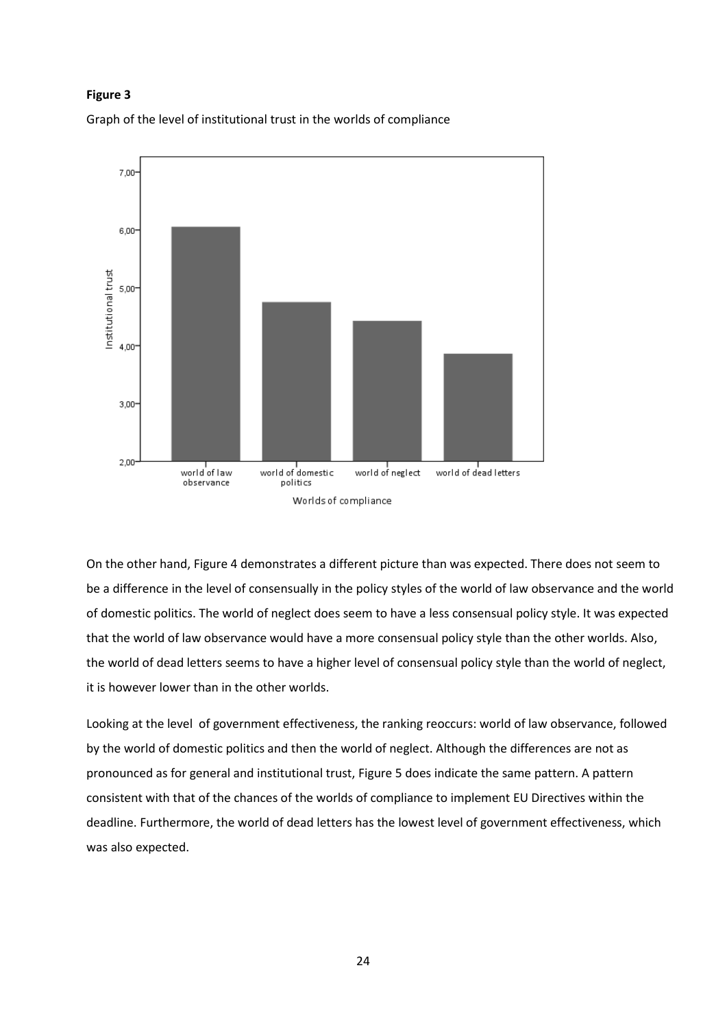**Figure 3**

Graph of the level of institutional trust in the worlds of compliance

On the other hand, Figure 4 demonstrates a different picture than was expected. There does not seem to be a difference in the level of consensually in the policy styles of the world of law observance and the world of domestic politics. The world of neglect does seem to have a less consensual policy style. It was expected that the world of law observance would have a more consensual policy style than the other worlds. Also, the world of dead letters seems to have a higher level of consensual policy style than the world of neglect, it is however lower than in the other worlds.

Looking at the level of government effectiveness, the ranking reoccurs: world of law observance, followed by the world of domestic politics and then the world of neglect. Although the differences are not as pronounced as for general and institutional trust, Figure 5 does indicate the same pattern. A pattern consistent with that of the chances of the worlds of compliance to implement EU Directives within the deadline. Furthermore, the world of dead letters has the lowest level of government effectiveness, which was also expected.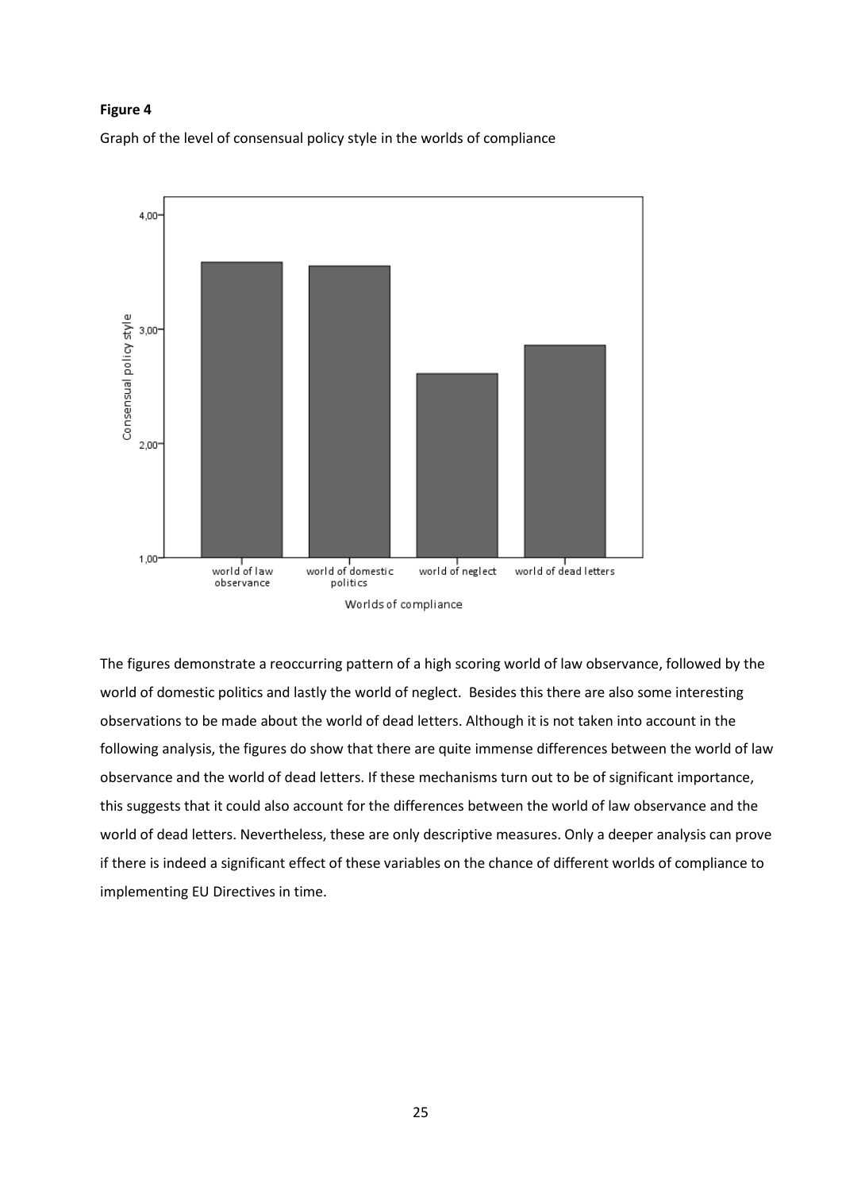**Figure 4**

Graph of the level of consensual policy style in the worlds of compliance

The figures demonstrate a reoccurring pattern of a high scoring world of law observance, followed by the world of domestic politics and lastly the world of neglect. Besides this there are also some interesting observations to be made about the world of dead letters. Although it is not taken into account in the following analysis, the figures do show that there are quite immense differences between the world of law observance and the world of dead letters. If these mechanisms turn out to be of significant importance, this suggests that it could also account for the differences between the world of law observance and the world of dead letters. Nevertheless, these are only descriptive measures. Only a deeper analysis can prove if there is indeed a significant effect of these variables on the chance of different worlds of compliance to implementing EU Directives in time.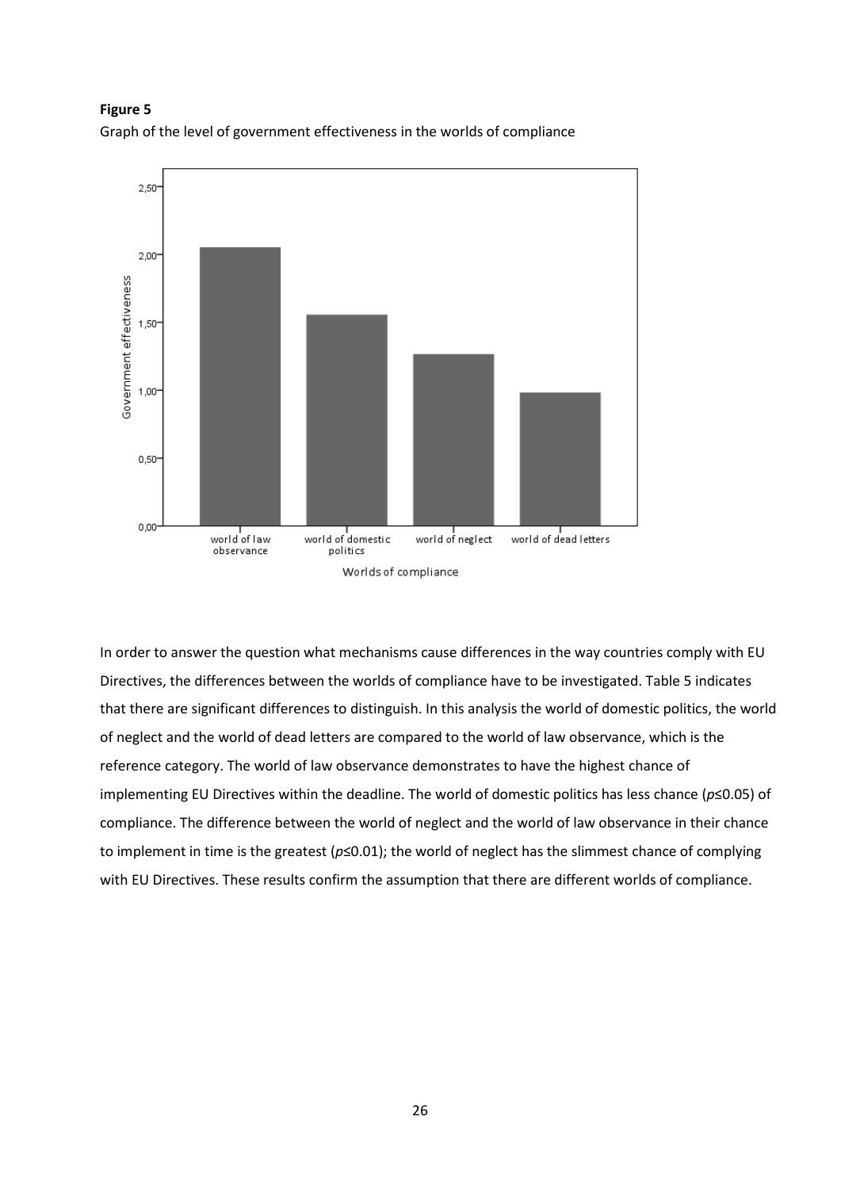**Figure 5**

Graph of the level of government effectiveness in the worlds of compliance

In order to answer the question what mechanisms cause differences in the way countries comply with EU Directives, the differences between the worlds of compliance have to be investigated. Table 5 indicates that there are significant differences to distinguish. In this analysis the world of domestic politics, the world of neglect and the world of dead letters are compared to the world of law observance, which is the reference category. The world of law observance demonstrates to have the highest chance of implementing EU Directives within the deadline. The world of domestic politics has less chance ($p \leq 0.05$) of compliance. The difference between the world of neglect and the world of law observance in their chance to implement in time is the greatest ($p \leq 0.01$); the world of neglect has the slimmest chance of complying with EU Directives. These results confirm the assumption that there are different worlds of compliance.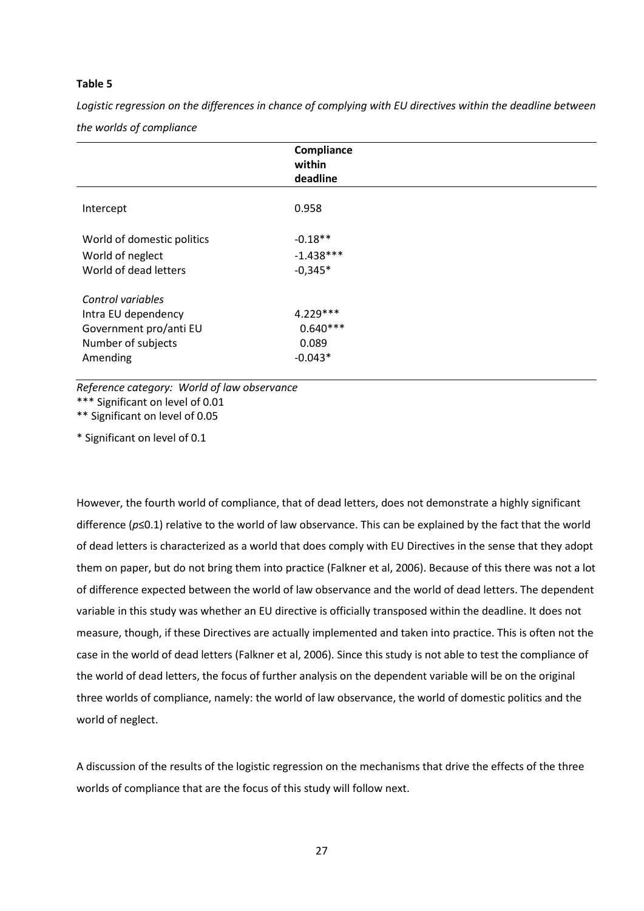**Table 5**

*Logistic regression on the differences in chance of complying with EU directives within the deadline between the worlds of compliance*

| | Compliance within deadline |
|---|---|
| Intercept | 0.958 |
| World of domestic politics | -0.18** |
| World of neglect | -1.438*** |
| World of dead letters | -0,345* |
| *Control variables* | |
| Intra EU dependency | 4.229*** |
| Government pro/anti EU | 0.640*** |
| Number of subjects | 0.089 |
| Amending | -0.043* |

*Reference category: World of law observance*
*** Significant on level of 0.01
** Significant on level of 0.05
* Significant on level of 0.1

However, the fourth world of compliance, that of dead letters, does not demonstrate a highly significant difference ($p \leq 0.1$) relative to the world of law observance. This can be explained by the fact that the world of dead letters is characterized as a world that does comply with EU Directives in the sense that they adopt them on paper, but do not bring them into practice (Falkner et al, 2006). Because of this there was not a lot of difference expected between the world of law observance and the world of dead letters. The dependent variable in this study was whether an EU directive is officially transposed within the deadline. It does not measure, though, if these Directives are actually implemented and taken into practice. This is often not the case in the world of dead letters (Falkner et al, 2006). Since this study is not able to test the compliance of the world of dead letters, the focus of further analysis on the dependent variable will be on the original three worlds of compliance, namely: the world of law observance, the world of domestic politics and the world of neglect.

A discussion of the results of the logistic regression on the mechanisms that drive the effects of the three worlds of compliance that are the focus of this study will follow next.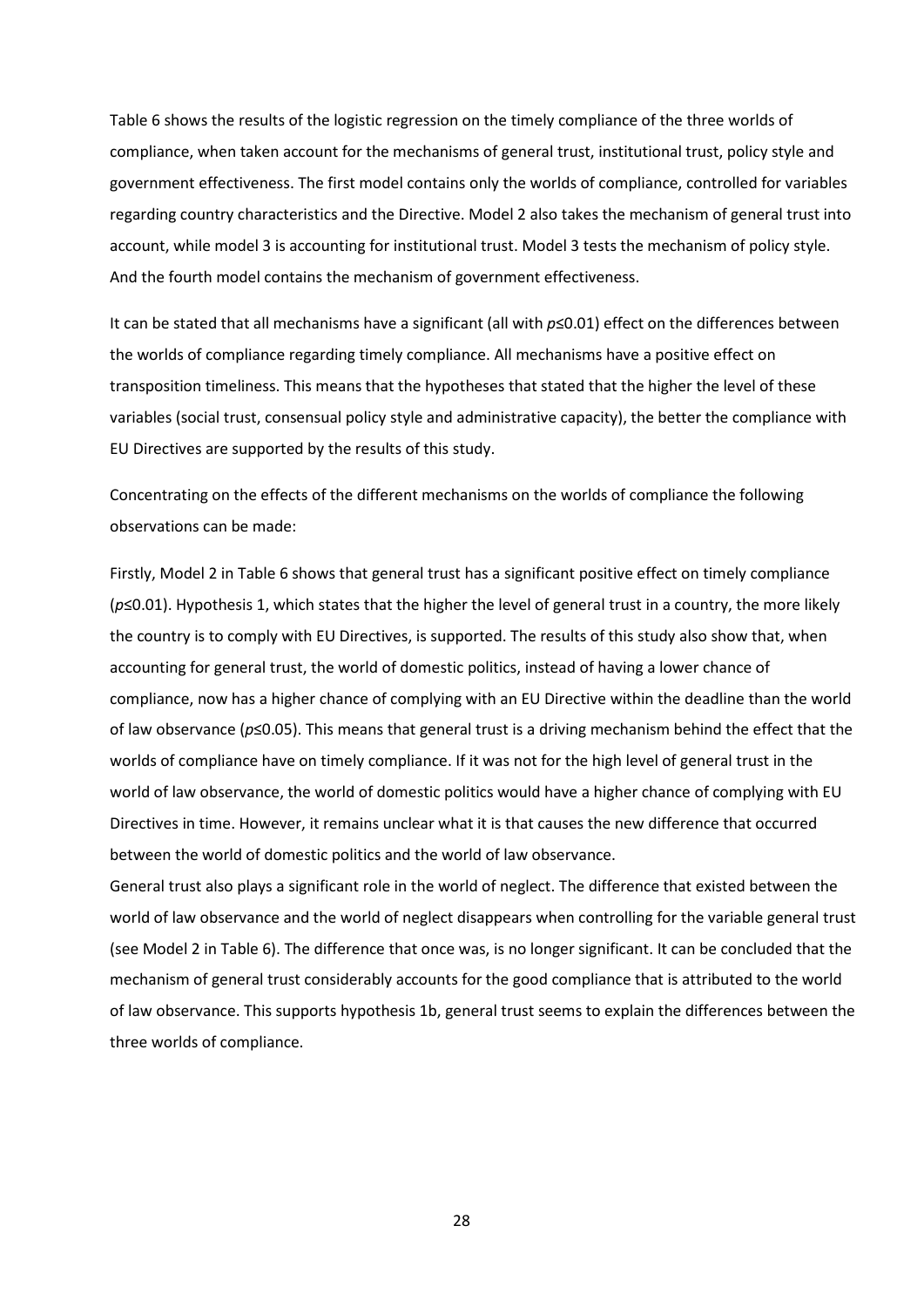Table 6 shows the results of the logistic regression on the timely compliance of the three worlds of compliance, when taken account for the mechanisms of general trust, institutional trust, policy style and government effectiveness. The first model contains only the worlds of compliance, controlled for variables regarding country characteristics and the Directive. Model 2 also takes the mechanism of general trust into account, while model 3 is accounting for institutional trust. Model 3 tests the mechanism of policy style. And the fourth model contains the mechanism of government effectiveness.

It can be stated that all mechanisms have a significant (all with $p≤0.01$) effect on the differences between the worlds of compliance regarding timely compliance. All mechanisms have a positive effect on transposition timeliness. This means that the hypotheses that stated that the higher the level of these variables (social trust, consensual policy style and administrative capacity), the better the compliance with EU Directives are supported by the results of this study.

Concentrating on the effects of the different mechanisms on the worlds of compliance the following observations can be made:

Firstly, Model 2 in Table 6 shows that general trust has a significant positive effect on timely compliance ($p≤0.01$). Hypothesis 1, which states that the higher the level of general trust in a country, the more likely the country is to comply with EU Directives, is supported. The results of this study also show that, when accounting for general trust, the world of domestic politics, instead of having a lower chance of compliance, now has a higher chance of complying with an EU Directive within the deadline than the world of law observance ($p≤0.05$). This means that general trust is a driving mechanism behind the effect that the worlds of compliance have on timely compliance. If it was not for the high level of general trust in the world of law observance, the world of domestic politics would have a higher chance of complying with EU Directives in time. However, it remains unclear what it is that causes the new difference that occurred between the world of domestic politics and the world of law observance.

General trust also plays a significant role in the world of neglect. The difference that existed between the world of law observance and the world of neglect disappears when controlling for the variable general trust (see Model 2 in Table 6). The difference that once was, is no longer significant. It can be concluded that the mechanism of general trust considerably accounts for the good compliance that is attributed to the world of law observance. This supports hypothesis 1b, general trust seems to explain the differences between the three worlds of compliance.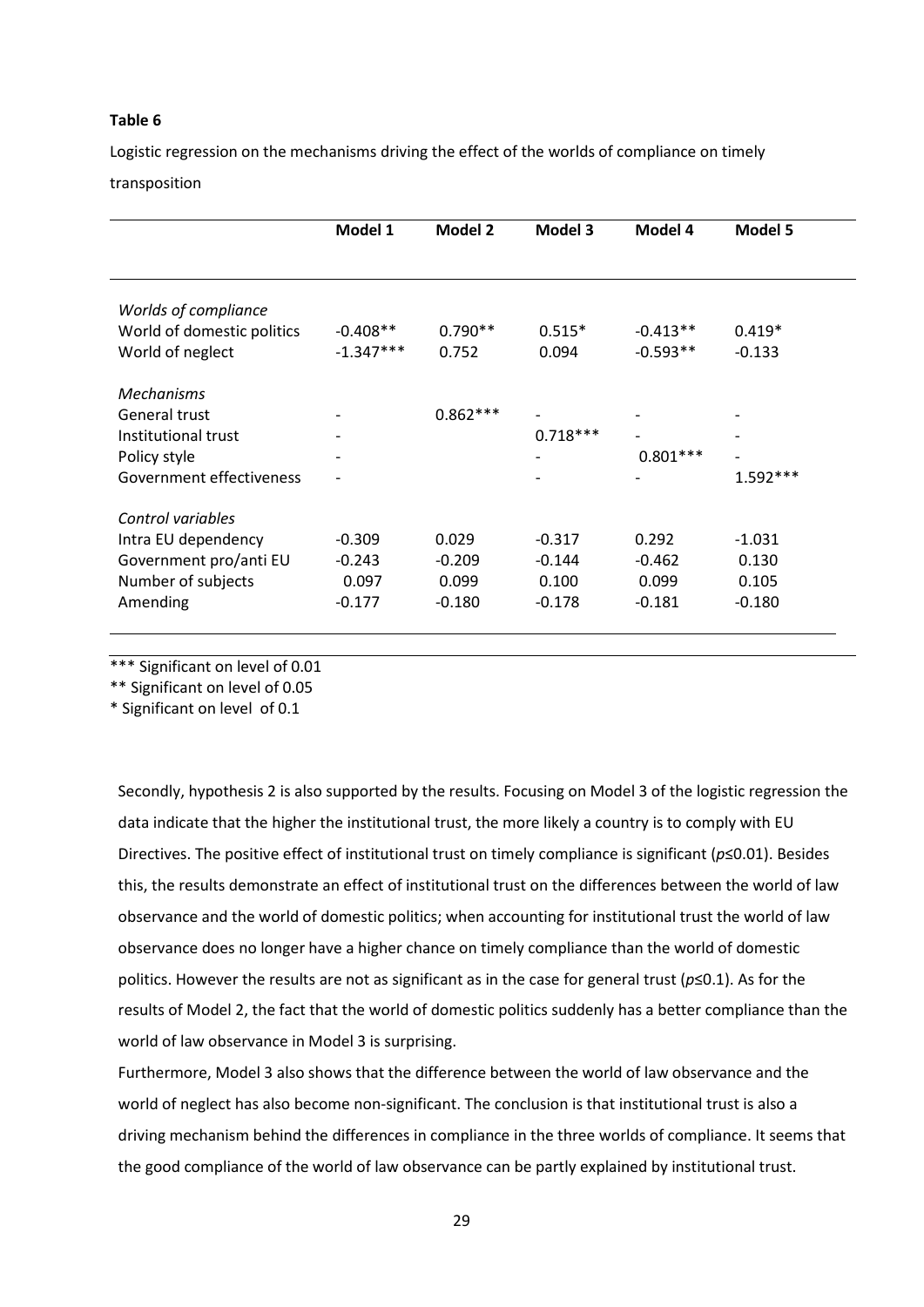**Table 6**

Logistic regression on the mechanisms driving the effect of the worlds of compliance on timely transposition

| | Model 1 | Model 2 | Model 3 | Model 4 | Model 5 |
|---|---|---|---|---|---|
| *Worlds of compliance* | | | | | |
| World of domestic politics | -0.408** | 0.790** | 0.515* | -0.413** | 0.419* |
| World of neglect | -1.347*** | 0.752 | 0.094 | -0.593** | -0.133 |
| *Mechanisms* | | | | | |
| General trust | - | 0.862*** | - | - | - |
| Institutional trust | - | | 0.718*** | - | - |
| Policy style | - | | - | 0.801*** | - |
| Government effectiveness | - | | - | - | 1.592*** |
| *Control variables* | | | | | |
| Intra EU dependency | -0.309 | 0.029 | -0.317 | 0.292 | -1.031 |
| Government pro/anti EU | -0.243 | -0.209 | -0.144 | -0.462 | 0.130 |
| Number of subjects | 0.097 | 0.099 | 0.100 | 0.099 | 0.105 |
| Amending | -0.177 | -0.180 | -0.178 | -0.181 | -0.180 |

*** Significant on level of 0.01

** Significant on level of 0.05

* Significant on level of 0.1

Secondly, hypothesis 2 is also supported by the results. Focusing on Model 3 of the logistic regression the data indicate that the higher the institutional trust, the more likely a country is to comply with EU Directives. The positive effect of institutional trust on timely compliance is significant ($p \leq 0.01$). Besides this, the results demonstrate an effect of institutional trust on the differences between the world of law observance and the world of domestic politics; when accounting for institutional trust the world of law observance does no longer have a higher chance on timely compliance than the world of domestic politics. However the results are not as significant as in the case for general trust ($p \leq 0.1$). As for the results of Model 2, the fact that the world of domestic politics suddenly has a better compliance than the world of law observance in Model 3 is surprising.

Furthermore, Model 3 also shows that the difference between the world of law observance and the world of neglect has also become non-significant. The conclusion is that institutional trust is also a driving mechanism behind the differences in compliance in the three worlds of compliance. It seems that the good compliance of the world of law observance can be partly explained by institutional trust.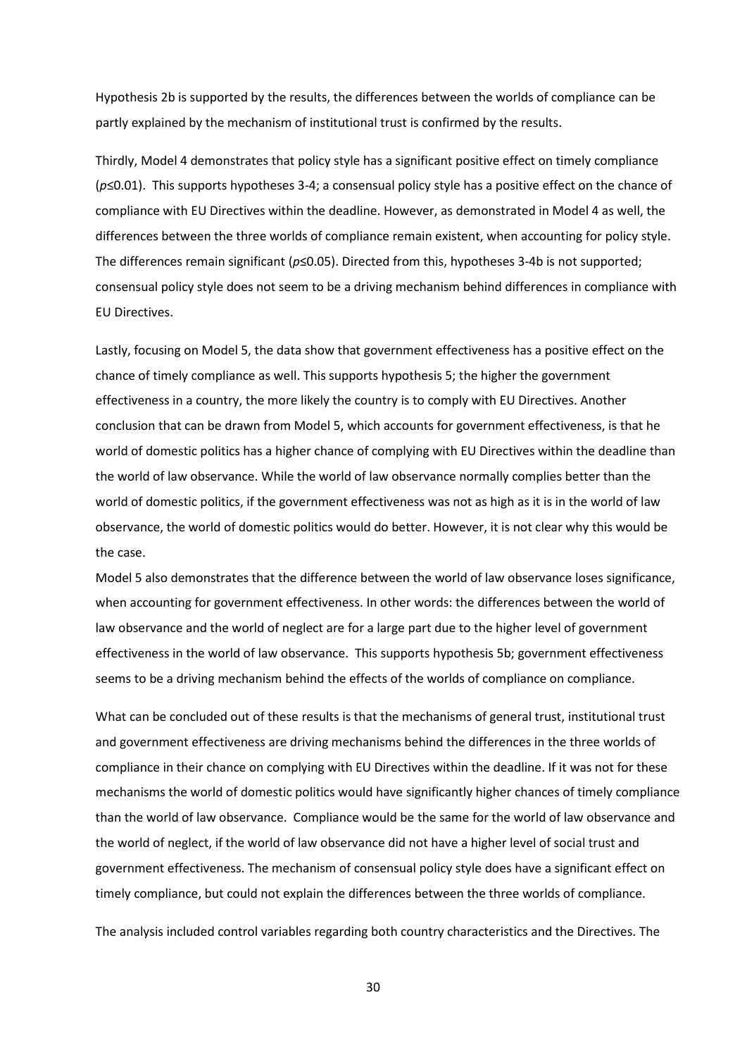Hypothesis 2b is supported by the results, the differences between the worlds of compliance can be partly explained by the mechanism of institutional trust is confirmed by the results.

Thirdly, Model 4 demonstrates that policy style has a significant positive effect on timely compliance ($p \leq 0.01$). This supports hypotheses 3-4; a consensual policy style has a positive effect on the chance of compliance with EU Directives within the deadline. However, as demonstrated in Model 4 as well, the differences between the three worlds of compliance remain existent, when accounting for policy style. The differences remain significant ($p \leq 0.05$). Directed from this, hypotheses 3-4b is not supported; consensual policy style does not seem to be a driving mechanism behind differences in compliance with EU Directives.

Lastly, focusing on Model 5, the data show that government effectiveness has a positive effect on the chance of timely compliance as well. This supports hypothesis 5; the higher the government effectiveness in a country, the more likely the country is to comply with EU Directives. Another conclusion that can be drawn from Model 5, which accounts for government effectiveness, is that he world of domestic politics has a higher chance of complying with EU Directives within the deadline than the world of law observance. While the world of law observance normally complies better than the world of domestic politics, if the government effectiveness was not as high as it is in the world of law observance, the world of domestic politics would do better. However, it is not clear why this would be the case.

Model 5 also demonstrates that the difference between the world of law observance loses significance, when accounting for government effectiveness. In other words: the differences between the world of law observance and the world of neglect are for a large part due to the higher level of government effectiveness in the world of law observance. This supports hypothesis 5b; government effectiveness seems to be a driving mechanism behind the effects of the worlds of compliance on compliance.

What can be concluded out of these results is that the mechanisms of general trust, institutional trust and government effectiveness are driving mechanisms behind the differences in the three worlds of compliance in their chance on complying with EU Directives within the deadline. If it was not for these mechanisms the world of domestic politics would have significantly higher chances of timely compliance than the world of law observance. Compliance would be the same for the world of law observance and the world of neglect, if the world of law observance did not have a higher level of social trust and government effectiveness. The mechanism of consensual policy style does have a significant effect on timely compliance, but could not explain the differences between the three worlds of compliance.

The analysis included control variables regarding both country characteristics and the Directives. The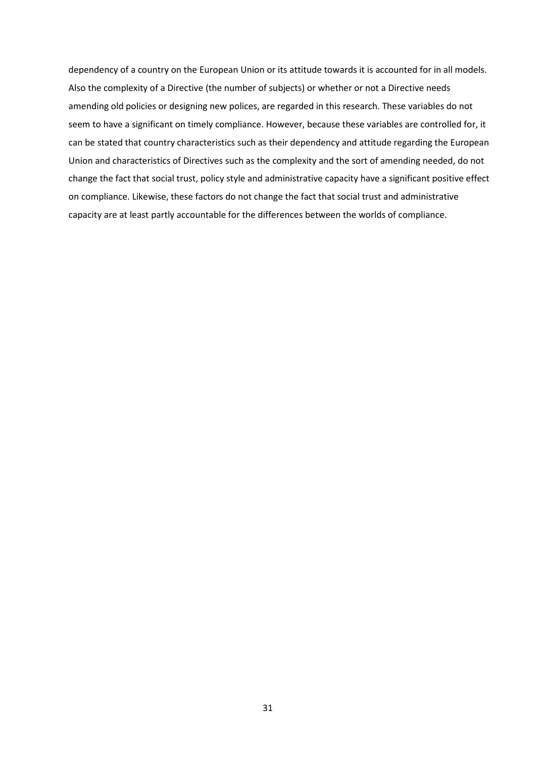dependency of a country on the European Union or its attitude towards it is accounted for in all models. Also the complexity of a Directive (the number of subjects) or whether or not a Directive needs amending old policies or designing new polices, are regarded in this research. These variables do not seem to have a significant on timely compliance. However, because these variables are controlled for, it can be stated that country characteristics such as their dependency and attitude regarding the European Union and characteristics of Directives such as the complexity and the sort of amending needed, do not change the fact that social trust, policy style and administrative capacity have a significant positive effect on compliance. Likewise, these factors do not change the fact that social trust and administrative capacity are at least partly accountable for the differences between the worlds of compliance.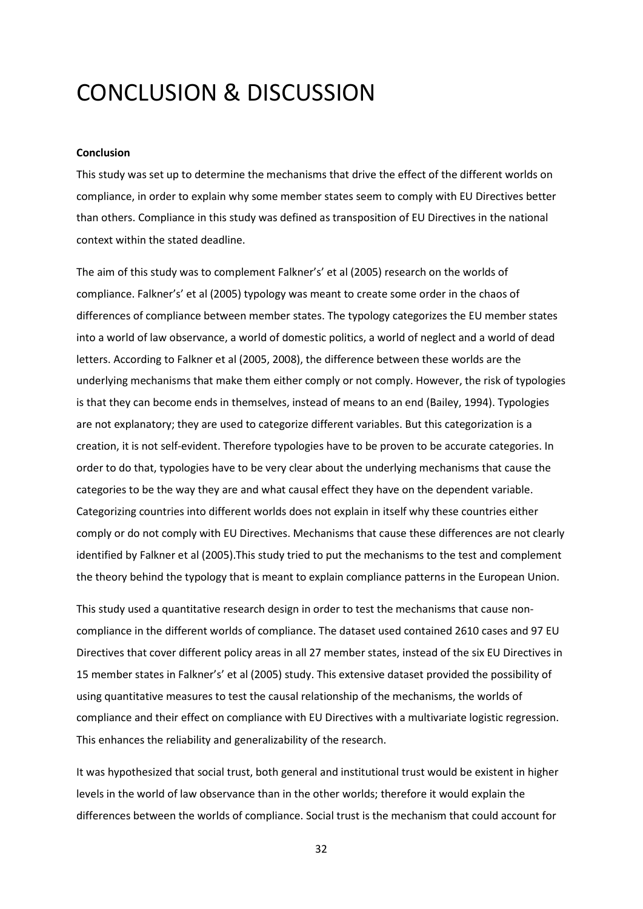# CONCLUSION & DISCUSSION

**Conclusion**

This study was set up to determine the mechanisms that drive the effect of the different worlds on compliance, in order to explain why some member states seem to comply with EU Directives better than others. Compliance in this study was defined as transposition of EU Directives in the national context within the stated deadline.

The aim of this study was to complement Falkner's' et al (2005) research on the worlds of compliance. Falkner's' et al (2005) typology was meant to create some order in the chaos of differences of compliance between member states. The typology categorizes the EU member states into a world of law observance, a world of domestic politics, a world of neglect and a world of dead letters. According to Falkner et al (2005, 2008), the difference between these worlds are the underlying mechanisms that make them either comply or not comply. However, the risk of typologies is that they can become ends in themselves, instead of means to an end (Bailey, 1994). Typologies are not explanatory; they are used to categorize different variables. But this categorization is a creation, it is not self-evident. Therefore typologies have to be proven to be accurate categories. In order to do that, typologies have to be very clear about the underlying mechanisms that cause the categories to be the way they are and what causal effect they have on the dependent variable. Categorizing countries into different worlds does not explain in itself why these countries either comply or do not comply with EU Directives. Mechanisms that cause these differences are not clearly identified by Falkner et al (2005).This study tried to put the mechanisms to the test and complement the theory behind the typology that is meant to explain compliance patterns in the European Union.

This study used a quantitative research design in order to test the mechanisms that cause non-compliance in the different worlds of compliance. The dataset used contained 2610 cases and 97 EU Directives that cover different policy areas in all 27 member states, instead of the six EU Directives in 15 member states in Falkner's' et al (2005) study. This extensive dataset provided the possibility of using quantitative measures to test the causal relationship of the mechanisms, the worlds of compliance and their effect on compliance with EU Directives with a multivariate logistic regression. This enhances the reliability and generalizability of the research.

It was hypothesized that social trust, both general and institutional trust would be existent in higher levels in the world of law observance than in the other worlds; therefore it would explain the differences between the worlds of compliance. Social trust is the mechanism that could account for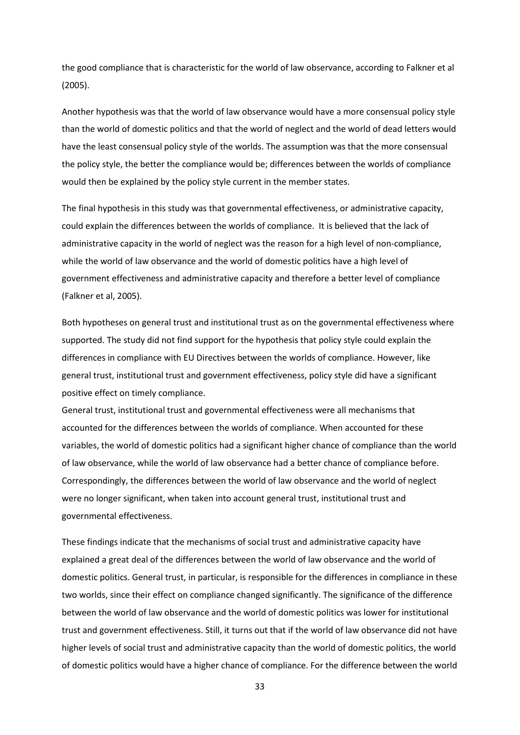the good compliance that is characteristic for the world of law observance, according to Falkner et al (2005).

Another hypothesis was that the world of law observance would have a more consensual policy style than the world of domestic politics and that the world of neglect and the world of dead letters would have the least consensual policy style of the worlds. The assumption was that the more consensual the policy style, the better the compliance would be; differences between the worlds of compliance would then be explained by the policy style current in the member states.

The final hypothesis in this study was that governmental effectiveness, or administrative capacity, could explain the differences between the worlds of compliance. It is believed that the lack of administrative capacity in the world of neglect was the reason for a high level of non-compliance, while the world of law observance and the world of domestic politics have a high level of government effectiveness and administrative capacity and therefore a better level of compliance (Falkner et al, 2005).

Both hypotheses on general trust and institutional trust as on the governmental effectiveness where supported. The study did not find support for the hypothesis that policy style could explain the differences in compliance with EU Directives between the worlds of compliance. However, like general trust, institutional trust and government effectiveness, policy style did have a significant positive effect on timely compliance.

General trust, institutional trust and governmental effectiveness were all mechanisms that accounted for the differences between the worlds of compliance. When accounted for these variables, the world of domestic politics had a significant higher chance of compliance than the world of law observance, while the world of law observance had a better chance of compliance before. Correspondingly, the differences between the world of law observance and the world of neglect were no longer significant, when taken into account general trust, institutional trust and governmental effectiveness.

These findings indicate that the mechanisms of social trust and administrative capacity have explained a great deal of the differences between the world of law observance and the world of domestic politics. General trust, in particular, is responsible for the differences in compliance in these two worlds, since their effect on compliance changed significantly. The significance of the difference between the world of law observance and the world of domestic politics was lower for institutional trust and government effectiveness. Still, it turns out that if the world of law observance did not have higher levels of social trust and administrative capacity than the world of domestic politics, the world of domestic politics would have a higher chance of compliance. For the difference between the world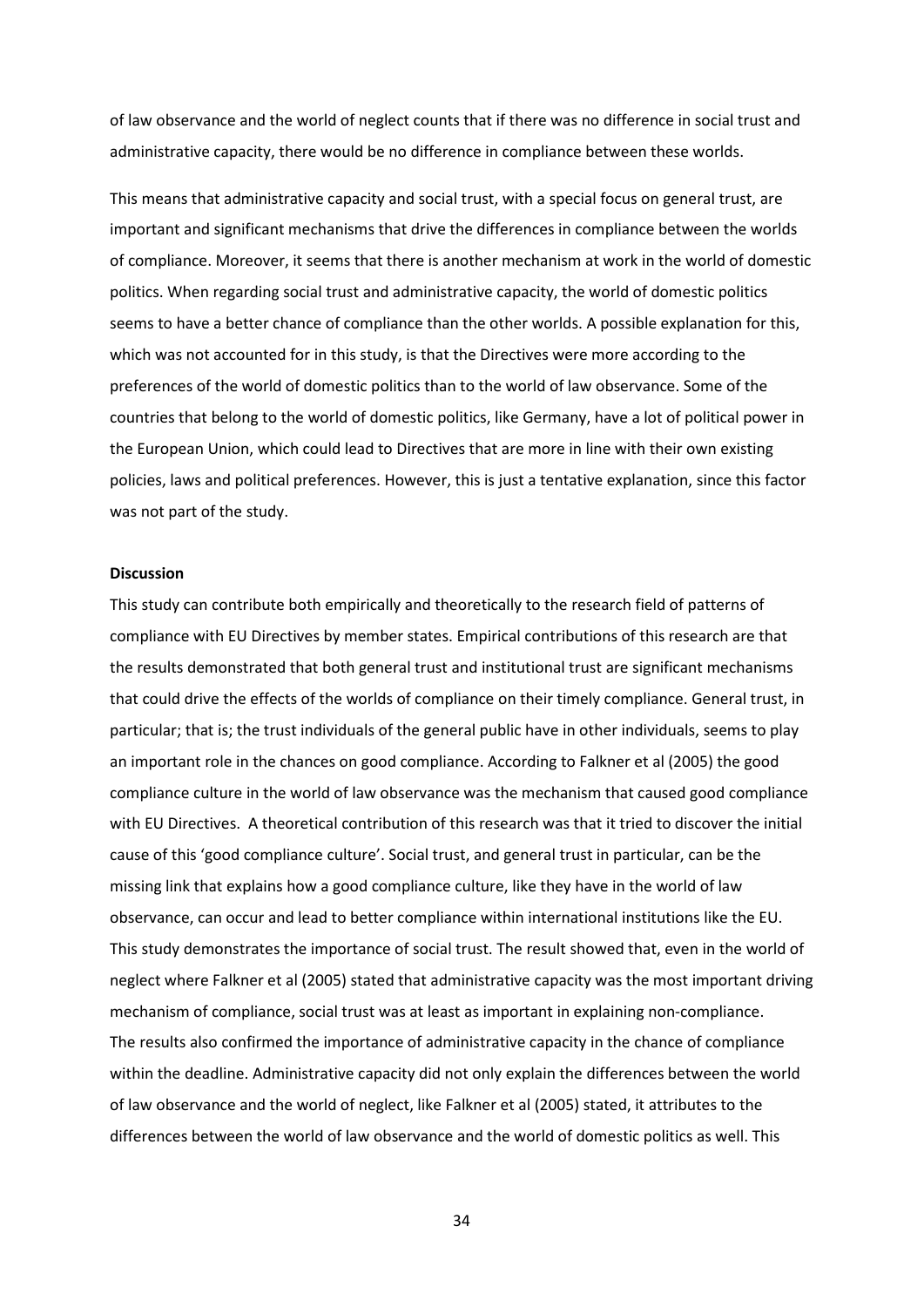of law observance and the world of neglect counts that if there was no difference in social trust and administrative capacity, there would be no difference in compliance between these worlds.

This means that administrative capacity and social trust, with a special focus on general trust, are important and significant mechanisms that drive the differences in compliance between the worlds of compliance. Moreover, it seems that there is another mechanism at work in the world of domestic politics. When regarding social trust and administrative capacity, the world of domestic politics seems to have a better chance of compliance than the other worlds. A possible explanation for this, which was not accounted for in this study, is that the Directives were more according to the preferences of the world of domestic politics than to the world of law observance. Some of the countries that belong to the world of domestic politics, like Germany, have a lot of political power in the European Union, which could lead to Directives that are more in line with their own existing policies, laws and political preferences. However, this is just a tentative explanation, since this factor was not part of the study.

**Discussion**

This study can contribute both empirically and theoretically to the research field of patterns of compliance with EU Directives by member states. Empirical contributions of this research are that the results demonstrated that both general trust and institutional trust are significant mechanisms that could drive the effects of the worlds of compliance on their timely compliance. General trust, in particular; that is; the trust individuals of the general public have in other individuals, seems to play an important role in the chances on good compliance. According to Falkner et al (2005) the good compliance culture in the world of law observance was the mechanism that caused good compliance with EU Directives. A theoretical contribution of this research was that it tried to discover the initial cause of this 'good compliance culture'. Social trust, and general trust in particular, can be the missing link that explains how a good compliance culture, like they have in the world of law observance, can occur and lead to better compliance within international institutions like the EU. This study demonstrates the importance of social trust. The result showed that, even in the world of neglect where Falkner et al (2005) stated that administrative capacity was the most important driving mechanism of compliance, social trust was at least as important in explaining non-compliance. The results also confirmed the importance of administrative capacity in the chance of compliance within the deadline. Administrative capacity did not only explain the differences between the world of law observance and the world of neglect, like Falkner et al (2005) stated, it attributes to the differences between the world of law observance and the world of domestic politics as well. This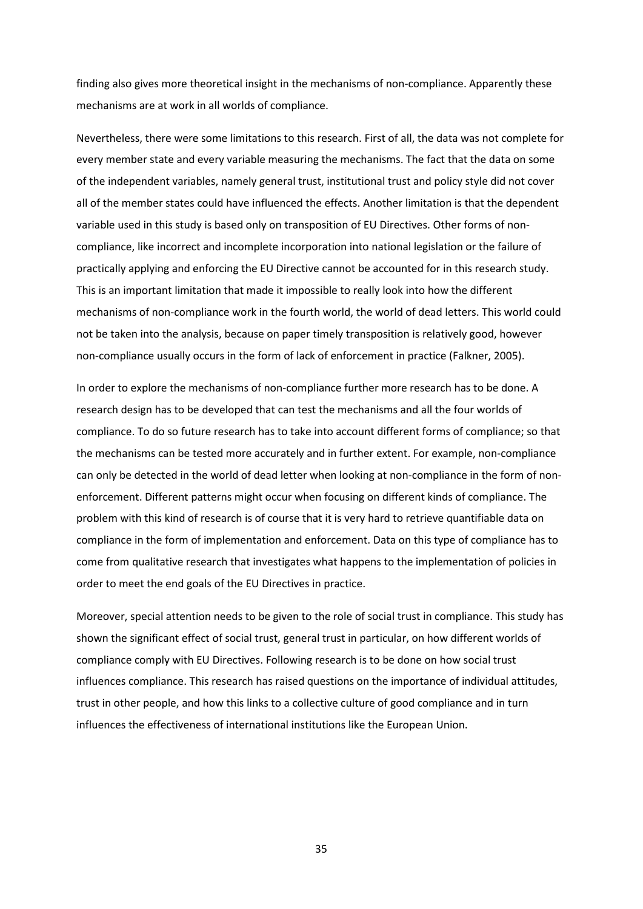finding also gives more theoretical insight in the mechanisms of non-compliance. Apparently these mechanisms are at work in all worlds of compliance.

Nevertheless, there were some limitations to this research. First of all, the data was not complete for every member state and every variable measuring the mechanisms. The fact that the data on some of the independent variables, namely general trust, institutional trust and policy style did not cover all of the member states could have influenced the effects. Another limitation is that the dependent variable used in this study is based only on transposition of EU Directives. Other forms of non-compliance, like incorrect and incomplete incorporation into national legislation or the failure of practically applying and enforcing the EU Directive cannot be accounted for in this research study. This is an important limitation that made it impossible to really look into how the different mechanisms of non-compliance work in the fourth world, the world of dead letters. This world could not be taken into the analysis, because on paper timely transposition is relatively good, however non-compliance usually occurs in the form of lack of enforcement in practice (Falkner, 2005).

In order to explore the mechanisms of non-compliance further more research has to be done. A research design has to be developed that can test the mechanisms and all the four worlds of compliance. To do so future research has to take into account different forms of compliance; so that the mechanisms can be tested more accurately and in further extent. For example, non-compliance can only be detected in the world of dead letter when looking at non-compliance in the form of non-enforcement. Different patterns might occur when focusing on different kinds of compliance. The problem with this kind of research is of course that it is very hard to retrieve quantifiable data on compliance in the form of implementation and enforcement. Data on this type of compliance has to come from qualitative research that investigates what happens to the implementation of policies in order to meet the end goals of the EU Directives in practice.

Moreover, special attention needs to be given to the role of social trust in compliance. This study has shown the significant effect of social trust, general trust in particular, on how different worlds of compliance comply with EU Directives. Following research is to be done on how social trust influences compliance. This research has raised questions on the importance of individual attitudes, trust in other people, and how this links to a collective culture of good compliance and in turn influences the effectiveness of international institutions like the European Union.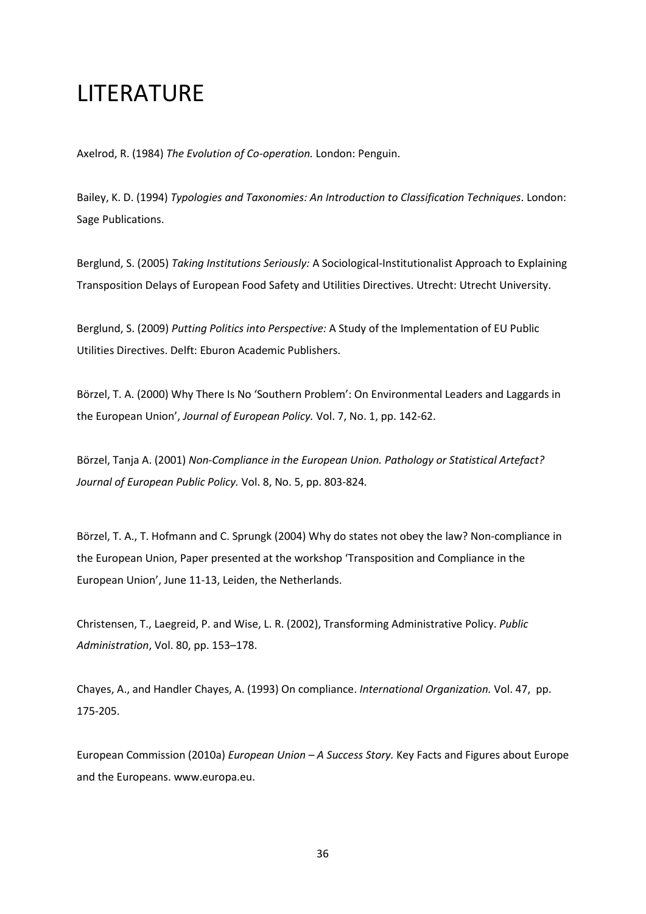# LITERATURE

Axelrod, R. (1984) *The Evolution of Co-operation.* London: Penguin.

Bailey, K. D. (1994) *Typologies and Taxonomies: An Introduction to Classification Techniques*. London: Sage Publications.

Berglund, S. (2005) *Taking Institutions Seriously:* A Sociological-Institutionalist Approach to Explaining Transposition Delays of European Food Safety and Utilities Directives. Utrecht: Utrecht University.

Berglund, S. (2009) *Putting Politics into Perspective:* A Study of the Implementation of EU Public Utilities Directives. Delft: Eburon Academic Publishers.

Börzel, T. A. (2000) Why There Is No 'Southern Problem': On Environmental Leaders and Laggards in the European Union', *Journal of European Policy.* Vol. 7, No. 1, pp. 142-62.

Börzel, Tanja A. (2001) *Non-Compliance in the European Union. Pathology or Statistical Artefact? Journal of European Public Policy.* Vol. 8, No. 5, pp. 803-824.

Börzel, T. A., T. Hofmann and C. Sprungk (2004) Why do states not obey the law? Non-compliance in the European Union, Paper presented at the workshop 'Transposition and Compliance in the European Union', June 11-13, Leiden, the Netherlands.

Christensen, T., Laegreid, P. and Wise, L. R. (2002), Transforming Administrative Policy. *Public Administration*, Vol. 80, pp. 153–178.

Chayes, A., and Handler Chayes, A. (1993) On compliance. *International Organization.* Vol. 47, pp. 175-205.

European Commission (2010a) *European Union – A Success Story.* Key Facts and Figures about Europe and the Europeans. www.europa.eu.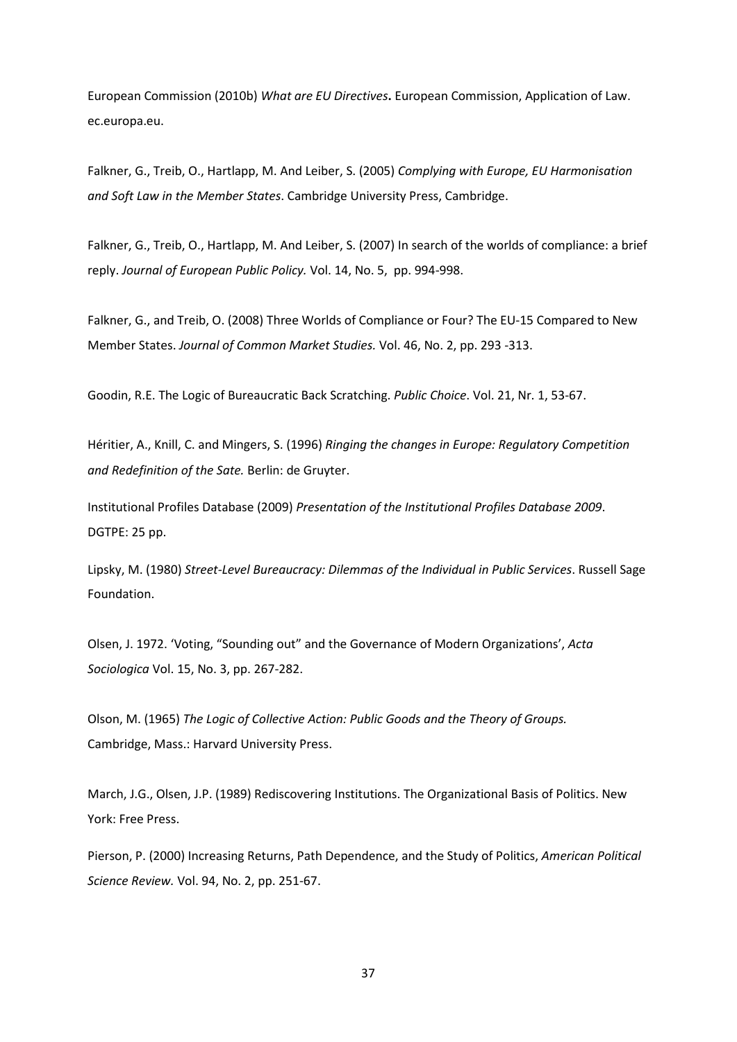European Commission (2010b) *What are EU Directives***.** European Commission, Application of Law. ec.europa.eu.

Falkner, G., Treib, O., Hartlapp, M. And Leiber, S. (2005) *Complying with Europe, EU Harmonisation and Soft Law in the Member States*. Cambridge University Press, Cambridge.

Falkner, G., Treib, O., Hartlapp, M. And Leiber, S. (2007) In search of the worlds of compliance: a brief reply. *Journal of European Public Policy.* Vol. 14, No. 5, pp. 994-998.

Falkner, G., and Treib, O. (2008) Three Worlds of Compliance or Four? The EU-15 Compared to New Member States. *Journal of Common Market Studies.* Vol. 46, No. 2, pp. 293 -313.

Goodin, R.E. The Logic of Bureaucratic Back Scratching. *Public Choice*. Vol. 21, Nr. 1, 53-67.

Héritier, A., Knill, C. and Mingers, S. (1996) *Ringing the changes in Europe: Regulatory Competition and Redefinition of the Sate.* Berlin: de Gruyter.

Institutional Profiles Database (2009) *Presentation of the Institutional Profiles Database 2009*. DGTPE: 25 pp.

Lipsky, M. (1980) *Street-Level Bureaucracy: Dilemmas of the Individual in Public Services*. Russell Sage Foundation.

Olsen, J. 1972. 'Voting, "Sounding out" and the Governance of Modern Organizations', *Acta Sociologica* Vol. 15, No. 3, pp. 267-282.

Olson, M. (1965) *The Logic of Collective Action: Public Goods and the Theory of Groups.* Cambridge, Mass.: Harvard University Press.

March, J.G., Olsen, J.P. (1989) Rediscovering Institutions. The Organizational Basis of Politics. New York: Free Press.

Pierson, P. (2000) Increasing Returns, Path Dependence, and the Study of Politics, *American Political Science Review.* Vol. 94, No. 2, pp. 251-67.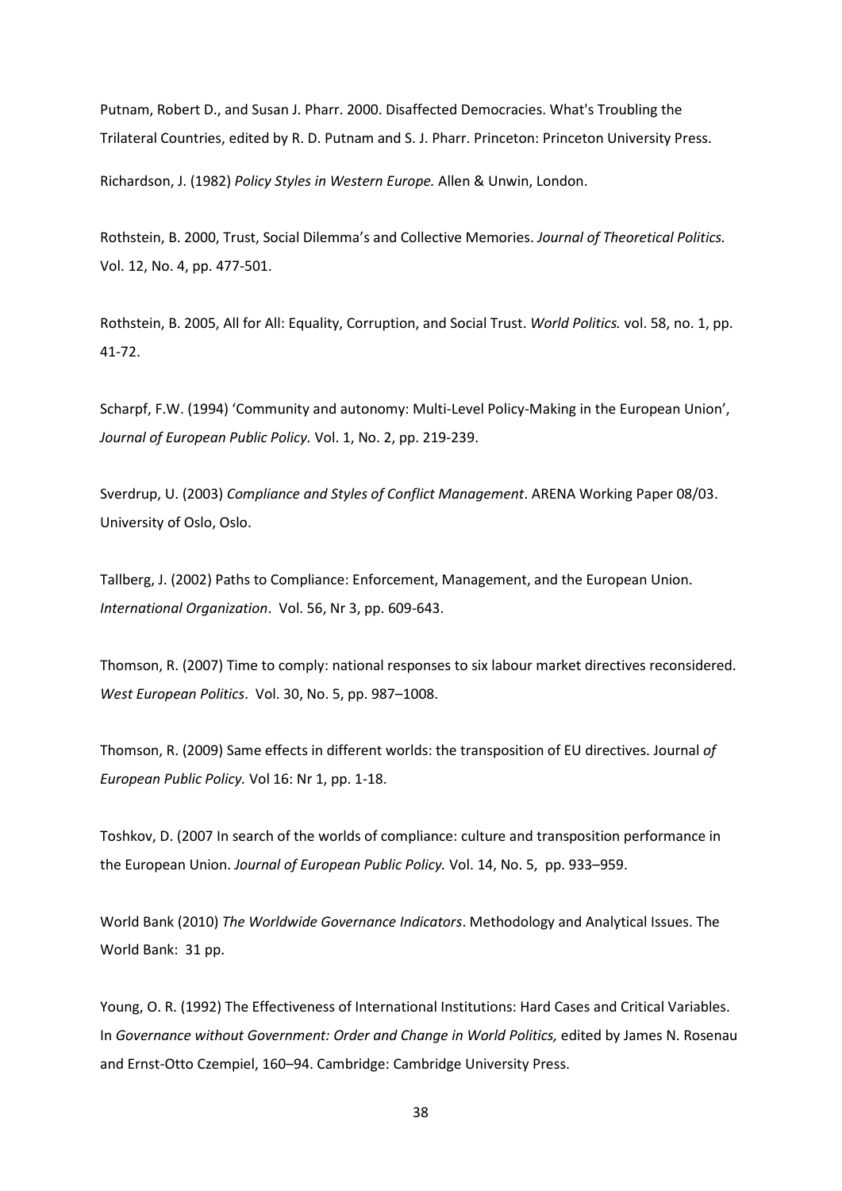Putnam, Robert D., and Susan J. Pharr. 2000. Disaffected Democracies. What's Troubling the Trilateral Countries, edited by R. D. Putnam and S. J. Pharr. Princeton: Princeton University Press.

Richardson, J. (1982) *Policy Styles in Western Europe.* Allen & Unwin, London.

Rothstein, B. 2000, Trust, Social Dilemma's and Collective Memories. *Journal of Theoretical Politics.* Vol. 12, No. 4, pp. 477-501.

Rothstein, B. 2005, All for All: Equality, Corruption, and Social Trust. *World Politics.* vol. 58, no. 1, pp. 41-72.

Scharpf, F.W. (1994) 'Community and autonomy: Multi-Level Policy-Making in the European Union', *Journal of European Public Policy.* Vol. 1, No. 2, pp. 219-239.

Sverdrup, U. (2003) *Compliance and Styles of Conflict Management*. ARENA Working Paper 08/03. University of Oslo, Oslo.

Tallberg, J. (2002) Paths to Compliance: Enforcement, Management, and the European Union. *International Organization*. Vol. 56, Nr 3, pp. 609-643.

Thomson, R. (2007) Time to comply: national responses to six labour market directives reconsidered. *West European Politics*. Vol. 30, No. 5, pp. 987–1008.

Thomson, R. (2009) Same effects in different worlds: the transposition of EU directives. Journal *of European Public Policy.* Vol 16: Nr 1, pp. 1-18.

Toshkov, D. (2007 In search of the worlds of compliance: culture and transposition performance in the European Union. *Journal of European Public Policy.* Vol. 14, No. 5, pp. 933–959.

World Bank (2010) *The Worldwide Governance Indicators*. Methodology and Analytical Issues. The World Bank: 31 pp.

Young, O. R. (1992) The Effectiveness of International Institutions: Hard Cases and Critical Variables. In *Governance without Government: Order and Change in World Politics,* edited by James N. Rosenau and Ernst-Otto Czempiel, 160–94. Cambridge: Cambridge University Press.